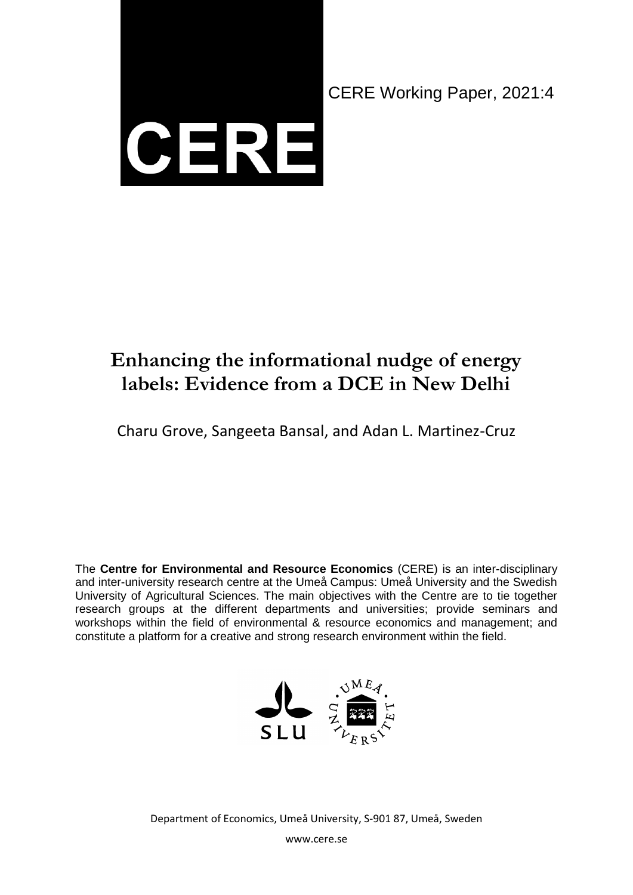CERE

CERE Working Paper, 2021:4

# Enhancing the informational nudge of energy labels: Evidence from a DCE in New Delhi

Charu Grove, Sangeeta Bansal, and Adan L. Martinez-Cruz

The **Centre for Environmental and Resource Economics** (CERE) is an inter-disciplinary and inter-university research centre at the Umeå Campus: Umeå University and the Swedish University of Agricultural Sciences. The main objectives with the Centre are to tie together research groups at the different departments and universities; provide seminars and workshops within the field of environmental & resource economics and management; and constitute a platform for a creative and strong research environment within the field.

SLU

UMEÅ UNIVERSITET

Department of Economics, Umeå University, S-901 87, Umeå, Sweden

www.cere.se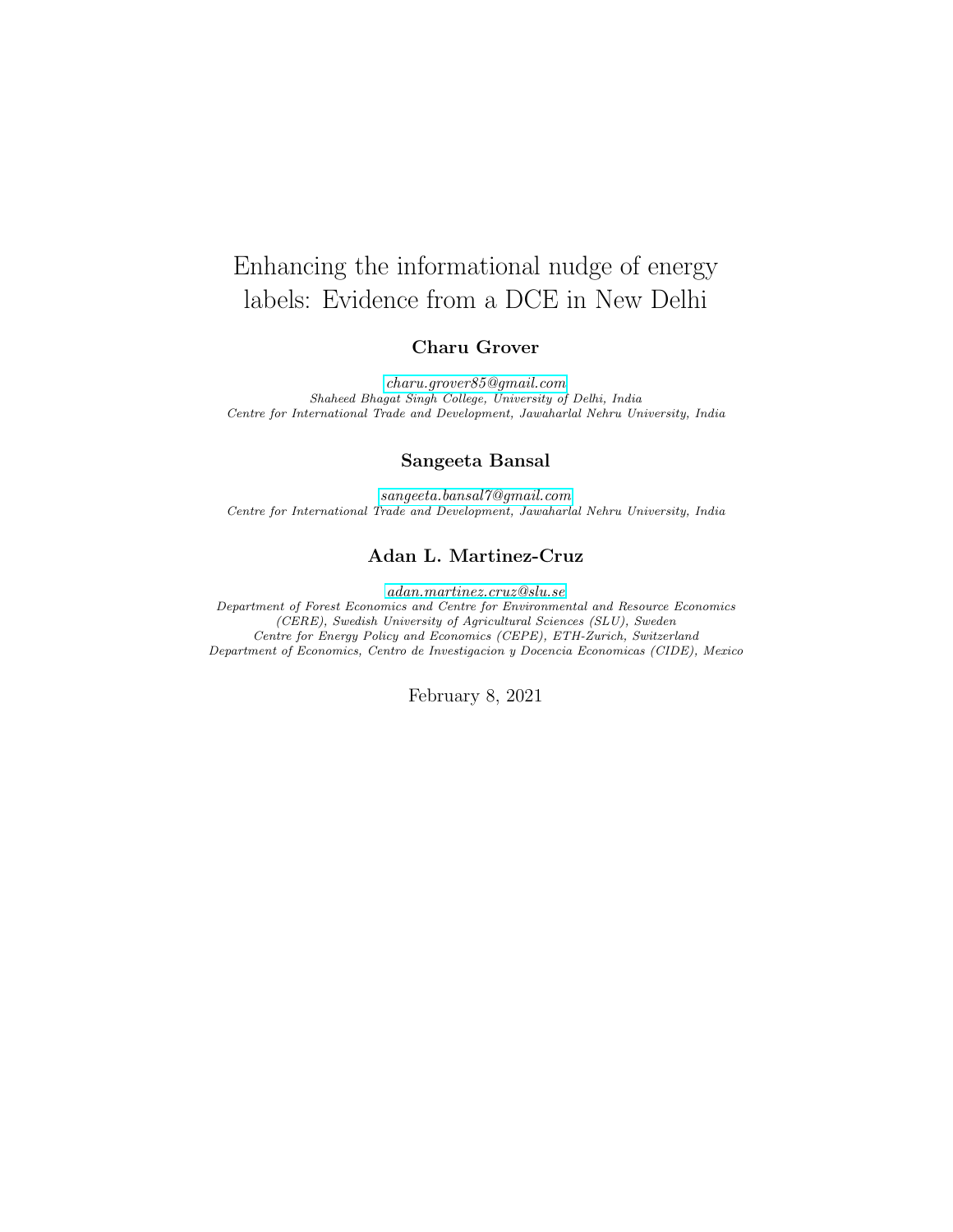# Enhancing the informational nudge of energy labels: Evidence from a DCE in New Delhi

**Charu Grover**

charu.grover85@gmail.com
*Shaheed Bhagat Singh College, University of Delhi, India*
*Centre for International Trade and Development, Jawaharlal Nehru University, India*

**Sangeeta Bansal**

sangeeta.bansal7@gmail.com
*Centre for International Trade and Development, Jawaharlal Nehru University, India*

**Adan L. Martinez-Cruz**

adan.martinez.cruz@slu.se
*Department of Forest Economics and Centre for Environmental and Resource Economics (CERE), Swedish University of Agricultural Sciences (SLU), Sweden*
*Centre for Energy Policy and Economics (CEPE), ETH-Zurich, Switzerland*
*Department of Economics, Centro de Investigacion y Docencia Economicas (CIDE), Mexico*

February 8, 2021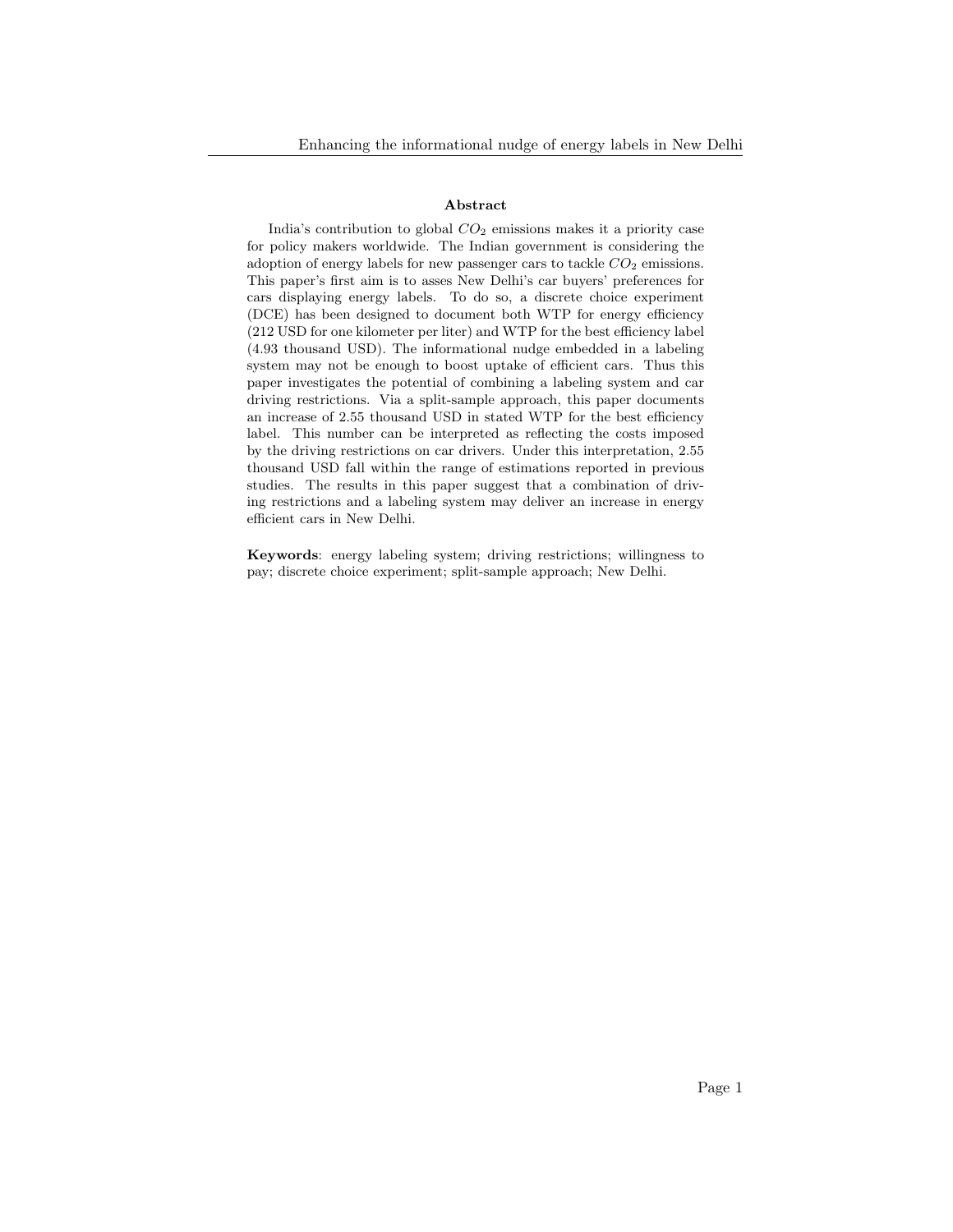**Abstract**

India's contribution to global $CO_2$ emissions makes it a priority case for policy makers worldwide. The Indian government is considering the adoption of energy labels for new passenger cars to tackle $CO_2$ emissions. This paper's first aim is to asses New Delhi's car buyers' preferences for cars displaying energy labels. To do so, a discrete choice experiment (DCE) has been designed to document both WTP for energy efficiency (212 USD for one kilometer per liter) and WTP for the best efficiency label (4.93 thousand USD). The informational nudge embedded in a labeling system may not be enough to boost uptake of efficient cars. Thus this paper investigates the potential of combining a labeling system and car driving restrictions. Via a split-sample approach, this paper documents an increase of 2.55 thousand USD in stated WTP for the best efficiency label. This number can be interpreted as reflecting the costs imposed by the driving restrictions on car drivers. Under this interpretation, 2.55 thousand USD fall within the range of estimations reported in previous studies. The results in this paper suggest that a combination of driving restrictions and a labeling system may deliver an increase in energy efficient cars in New Delhi.

**Keywords**: energy labeling system; driving restrictions; willingness to pay; discrete choice experiment; split-sample approach; New Delhi.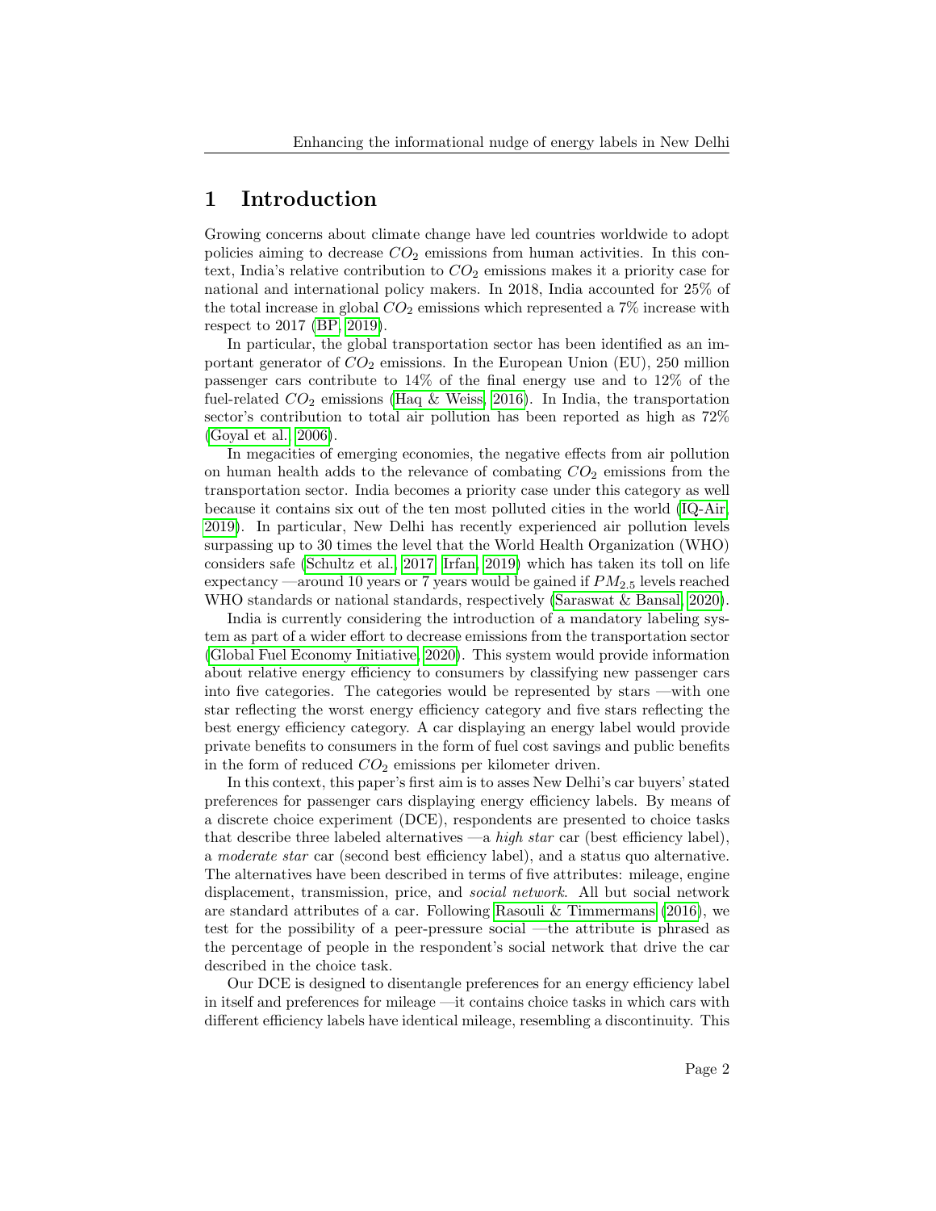# 1 Introduction

Growing concerns about climate change have led countries worldwide to adopt policies aiming to decrease $CO_2$ emissions from human activities. In this context, India's relative contribution to $CO_2$ emissions makes it a priority case for national and international policy makers. In 2018, India accounted for 25% of the total increase in global $CO_2$ emissions which represented a 7% increase with respect to 2017 (BP, 2019).

In particular, the global transportation sector has been identified as an important generator of $CO_2$ emissions. In the European Union (EU), 250 million passenger cars contribute to 14% of the final energy use and to 12% of the fuel-related $CO_2$ emissions (Haq & Weiss, 2016). In India, the transportation sector's contribution to total air pollution has been reported as high as 72% (Goyal et al., 2006).

In megacities of emerging economies, the negative effects from air pollution on human health adds to the relevance of combating $CO_2$ emissions from the transportation sector. India becomes a priority case under this category as well because it contains six out of the ten most polluted cities in the world (IQ-Air, 2019). In particular, New Delhi has recently experienced air pollution levels surpassing up to 30 times the level that the World Health Organization (WHO) considers safe (Schultz et al., 2017; Irfan, 2019) which has taken its toll on life expectancy —around 10 years or 7 years would be gained if $PM_{2.5}$ levels reached WHO standards or national standards, respectively (Saraswat & Bansal, 2020).

India is currently considering the introduction of a mandatory labeling system as part of a wider effort to decrease emissions from the transportation sector (Global Fuel Economy Initiative, 2020). This system would provide information about relative energy efficiency to consumers by classifying new passenger cars into five categories. The categories would be represented by stars —with one star reflecting the worst energy efficiency category and five stars reflecting the best energy efficiency category. A car displaying an energy label would provide private benefits to consumers in the form of fuel cost savings and public benefits in the form of reduced $CO_2$ emissions per kilometer driven.

In this context, this paper's first aim is to asses New Delhi's car buyers' stated preferences for passenger cars displaying energy efficiency labels. By means of a discrete choice experiment (DCE), respondents are presented to choice tasks that describe three labeled alternatives —a *high star* car (best efficiency label), a *moderate star* car (second best efficiency label), and a status quo alternative. The alternatives have been described in terms of five attributes: mileage, engine displacement, transmission, price, and *social network*. All but social network are standard attributes of a car. Following Rasouli & Timmermans (2016), we test for the possibility of a peer-pressure social —the attribute is phrased as the percentage of people in the respondent's social network that drive the car described in the choice task.

Our DCE is designed to disentangle preferences for an energy efficiency label in itself and preferences for mileage —it contains choice tasks in which cars with different efficiency labels have identical mileage, resembling a discontinuity. This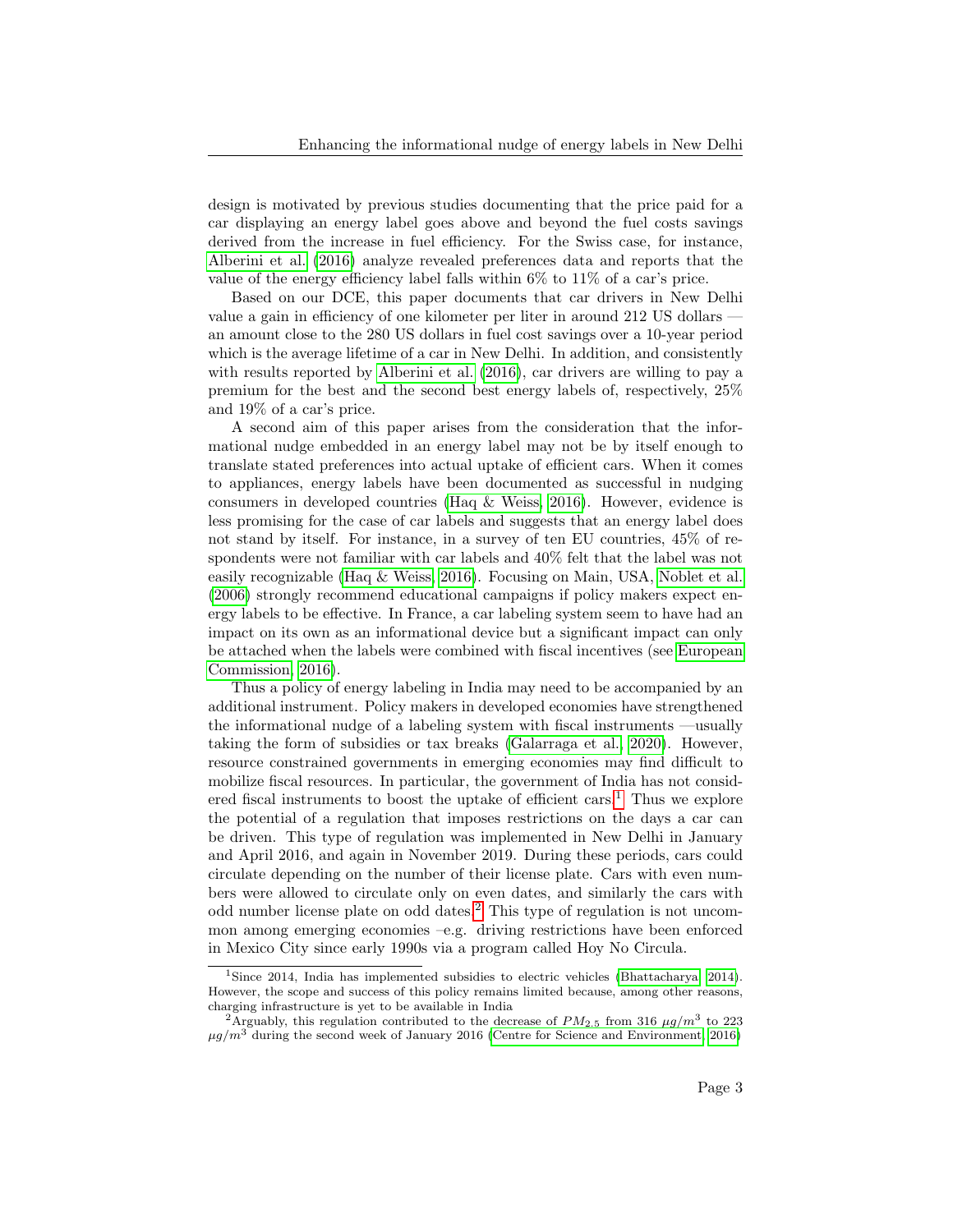design is motivated by previous studies documenting that the price paid for a car displaying an energy label goes above and beyond the fuel costs savings derived from the increase in fuel efficiency. For the Swiss case, for instance, Alberini et al. (2016) analyze revealed preferences data and reports that the value of the energy efficiency label falls within 6% to 11% of a car's price.

Based on our DCE, this paper documents that car drivers in New Delhi value a gain in efficiency of one kilometer per liter in around 212 US dollars — an amount close to the 280 US dollars in fuel cost savings over a 10-year period which is the average lifetime of a car in New Delhi. In addition, and consistently with results reported by Alberini et al. (2016), car drivers are willing to pay a premium for the best and the second best energy labels of, respectively, 25% and 19% of a car's price.

A second aim of this paper arises from the consideration that the informational nudge embedded in an energy label may not be by itself enough to translate stated preferences into actual uptake of efficient cars. When it comes to appliances, energy labels have been documented as successful in nudging consumers in developed countries (Haq & Weiss, 2016). However, evidence is less promising for the case of car labels and suggests that an energy label does not stand by itself. For instance, in a survey of ten EU countries, 45% of respondents were not familiar with car labels and 40% felt that the label was not easily recognizable (Haq & Weiss, 2016). Focusing on Main, USA, Noblet et al. (2006) strongly recommend educational campaigns if policy makers expect energy labels to be effective. In France, a car labeling system seem to have had an impact on its own as an informational device but a significant impact can only be attached when the labels were combined with fiscal incentives (see European Commission, 2016).

Thus a policy of energy labeling in India may need to be accompanied by an additional instrument. Policy makers in developed economies have strengthened the informational nudge of a labeling system with fiscal instruments —usually taking the form of subsidies or tax breaks (Galarraga et al., 2020). However, resource constrained governments in emerging economies may find difficult to mobilize fiscal resources. In particular, the government of India has not considered fiscal instruments to boost the uptake of efficient cars.[1] Thus we explore the potential of a regulation that imposes restrictions on the days a car can be driven. This type of regulation was implemented in New Delhi in January and April 2016, and again in November 2019. During these periods, cars could circulate depending on the number of their license plate. Cars with even numbers were allowed to circulate only on even dates, and similarly the cars with odd number license plate on odd dates.[2] This type of regulation is not uncommon among emerging economies –e.g. driving restrictions have been enforced in Mexico City since early 1990s via a program called Hoy No Circula.

[1] Since 2014, India has implemented subsidies to electric vehicles (Bhattacharya, 2014). However, the scope and success of this policy remains limited because, among other reasons, charging infrastructure is yet to be available in India

[2] Arguably, this regulation contributed to the decrease of $PM_{2.5}$ from 316 $\mu g/m^3$ to 223 $\mu g/m^3$ during the second week of January 2016 (Centre for Science and Environment, 2016)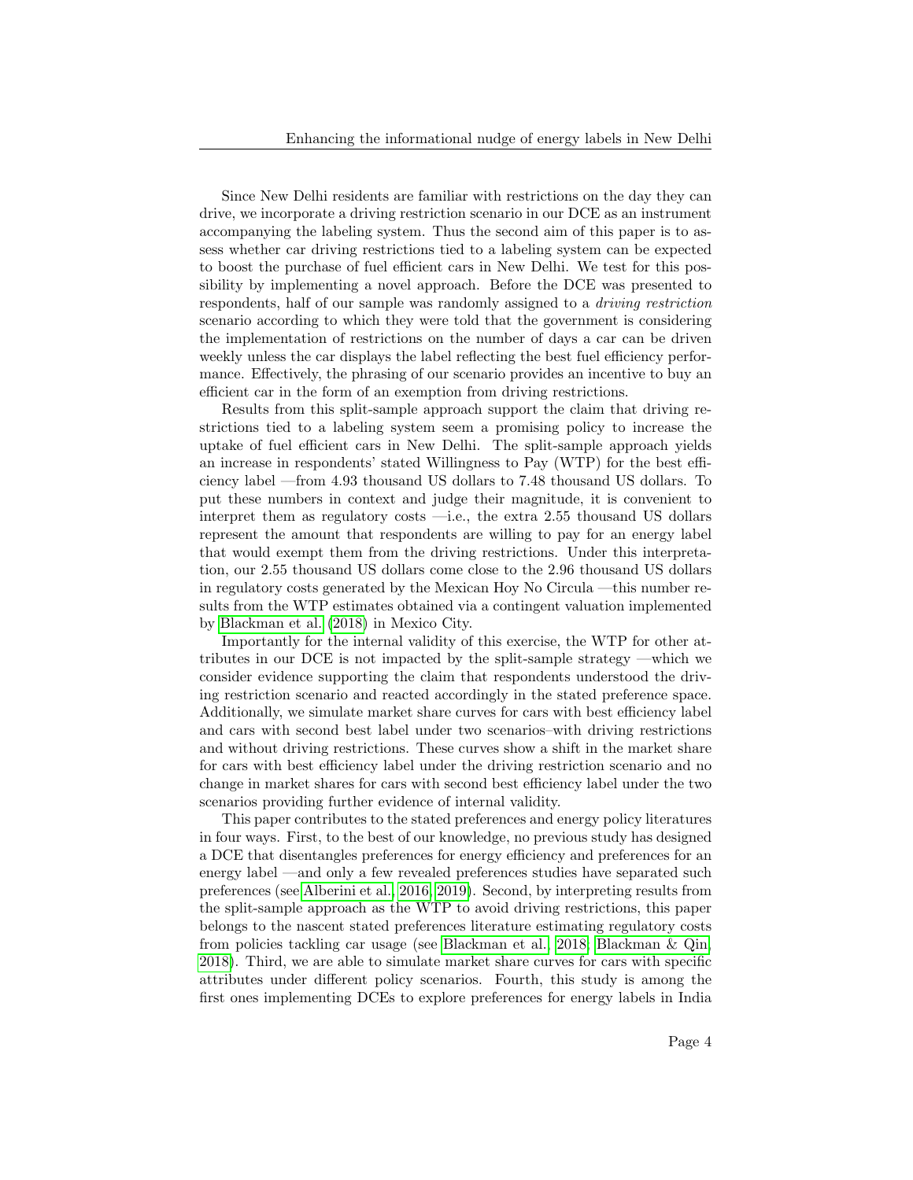Since New Delhi residents are familiar with restrictions on the day they can drive, we incorporate a driving restriction scenario in our DCE as an instrument accompanying the labeling system. Thus the second aim of this paper is to assess whether car driving restrictions tied to a labeling system can be expected to boost the purchase of fuel efficient cars in New Delhi. We test for this possibility by implementing a novel approach. Before the DCE was presented to respondents, half of our sample was randomly assigned to a *driving restriction* scenario according to which they were told that the government is considering the implementation of restrictions on the number of days a car can be driven weekly unless the car displays the label reflecting the best fuel efficiency performance. Effectively, the phrasing of our scenario provides an incentive to buy an efficient car in the form of an exemption from driving restrictions.

Results from this split-sample approach support the claim that driving restrictions tied to a labeling system seem a promising policy to increase the uptake of fuel efficient cars in New Delhi. The split-sample approach yields an increase in respondents' stated Willingness to Pay (WTP) for the best efficiency label —from 4.93 thousand US dollars to 7.48 thousand US dollars. To put these numbers in context and judge their magnitude, it is convenient to interpret them as regulatory costs —i.e., the extra 2.55 thousand US dollars represent the amount that respondents are willing to pay for an energy label that would exempt them from the driving restrictions. Under this interpretation, our 2.55 thousand US dollars come close to the 2.96 thousand US dollars in regulatory costs generated by the Mexican Hoy No Circula —this number results from the WTP estimates obtained via a contingent valuation implemented by Blackman et al. (2018) in Mexico City.

Importantly for the internal validity of this exercise, the WTP for other attributes in our DCE is not impacted by the split-sample strategy —which we consider evidence supporting the claim that respondents understood the driving restriction scenario and reacted accordingly in the stated preference space. Additionally, we simulate market share curves for cars with best efficiency label and cars with second best label under two scenarios–with driving restrictions and without driving restrictions. These curves show a shift in the market share for cars with best efficiency label under the driving restriction scenario and no change in market shares for cars with second best efficiency label under the two scenarios providing further evidence of internal validity.

This paper contributes to the stated preferences and energy policy literatures in four ways. First, to the best of our knowledge, no previous study has designed a DCE that disentangles preferences for energy efficiency and preferences for an energy label —and only a few revealed preferences studies have separated such preferences (see Alberini et al., 2016, 2019). Second, by interpreting results from the split-sample approach as the WTP to avoid driving restrictions, this paper belongs to the nascent stated preferences literature estimating regulatory costs from policies tackling car usage (see Blackman et al., 2018; Blackman & Qin, 2018). Third, we are able to simulate market share curves for cars with specific attributes under different policy scenarios. Fourth, this study is among the first ones implementing DCEs to explore preferences for energy labels in India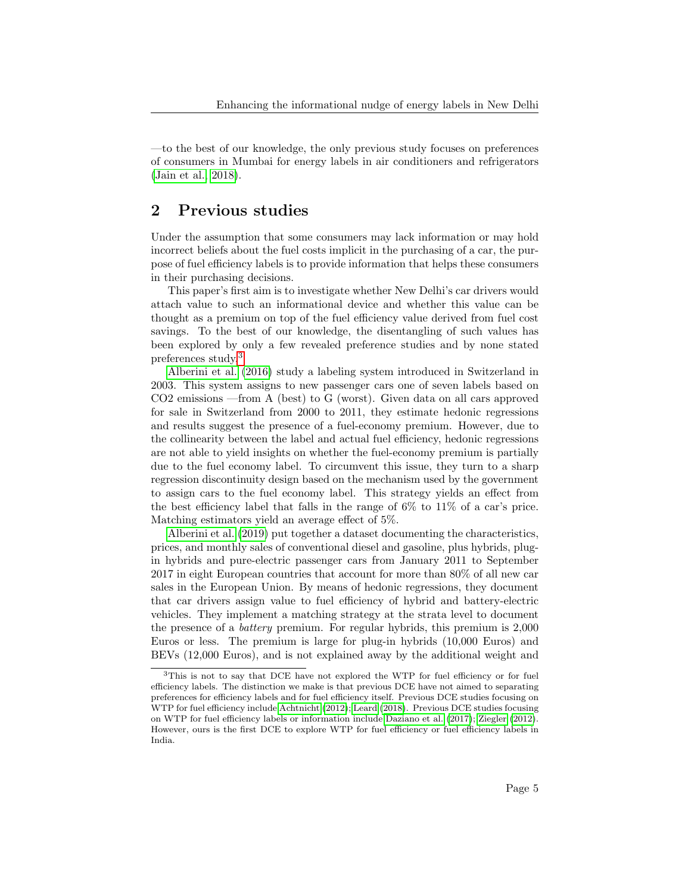—to the best of our knowledge, the only previous study focuses on preferences of consumers in Mumbai for energy labels in air conditioners and refrigerators (Jain et al. 2018).

## 2 Previous studies

Under the assumption that some consumers may lack information or may hold incorrect beliefs about the fuel costs implicit in the purchasing of a car, the purpose of fuel efficiency labels is to provide information that helps these consumers in their purchasing decisions.

This paper's first aim is to investigate whether New Delhi's car drivers would attach value to such an informational device and whether this value can be thought as a premium on top of the fuel efficiency value derived from fuel cost savings. To the best of our knowledge, the disentangling of such values has been explored by only a few revealed preference studies and by none stated preferences study.[3]

Alberini et al. (2016) study a labeling system introduced in Switzerland in 2003. This system assigns to new passenger cars one of seven labels based on CO2 emissions —from A (best) to G (worst). Given data on all cars approved for sale in Switzerland from 2000 to 2011, they estimate hedonic regressions and results suggest the presence of a fuel-economy premium. However, due to the collinearity between the label and actual fuel efficiency, hedonic regressions are not able to yield insights on whether the fuel-economy premium is partially due to the fuel economy label. To circumvent this issue, they turn to a sharp regression discontinuity design based on the mechanism used by the government to assign cars to the fuel economy label. This strategy yields an effect from the best efficiency label that falls in the range of 6% to 11% of a car's price. Matching estimators yield an average effect of 5%.

Alberini et al. (2019) put together a dataset documenting the characteristics, prices, and monthly sales of conventional diesel and gasoline, plus hybrids, plug-in hybrids and pure-electric passenger cars from January 2011 to September 2017 in eight European countries that account for more than 80% of all new car sales in the European Union. By means of hedonic regressions, they document that car drivers assign value to fuel efficiency of hybrid and battery-electric vehicles. They implement a matching strategy at the strata level to document the presence of a *battery* premium. For regular hybrids, this premium is 2,000 Euros or less. The premium is large for plug-in hybrids (10,000 Euros) and BEVs (12,000 Euros), and is not explained away by the additional weight and

[3] This is not to say that DCE have not explored the WTP for fuel efficiency or for fuel efficiency labels. The distinction we make is that previous DCE have not aimed to separating preferences for efficiency labels and for fuel efficiency itself. Previous DCE studies focusing on WTP for fuel efficiency include Achtnicht (2012); Leard (2018). Previous DCE studies focusing on WTP for fuel efficiency labels or information include Daziano et al. (2017); Ziegler (2012). However, ours is the first DCE to explore WTP for fuel efficiency or fuel efficiency labels in India.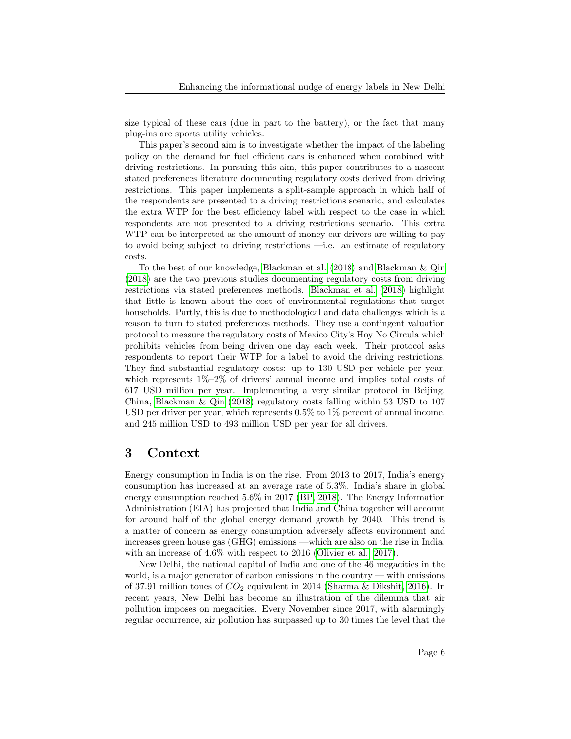size typical of these cars (due in part to the battery), or the fact that many plug-ins are sports utility vehicles.

This paper's second aim is to investigate whether the impact of the labeling policy on the demand for fuel efficient cars is enhanced when combined with driving restrictions. In pursuing this aim, this paper contributes to a nascent stated preferences literature documenting regulatory costs derived from driving restrictions. This paper implements a split-sample approach in which half of the respondents are presented to a driving restrictions scenario, and calculates the extra WTP for the best efficiency label with respect to the case in which respondents are not presented to a driving restrictions scenario. This extra WTP can be interpreted as the amount of money car drivers are willing to pay to avoid being subject to driving restrictions —i.e. an estimate of regulatory costs.

To the best of our knowledge, Blackman et al. (2018) and Blackman & Qin (2018) are the two previous studies documenting regulatory costs from driving restrictions via stated preferences methods. Blackman et al. (2018) highlight that little is known about the cost of environmental regulations that target households. Partly, this is due to methodological and data challenges which is a reason to turn to stated preferences methods. They use a contingent valuation protocol to measure the regulatory costs of Mexico City's Hoy No Circula which prohibits vehicles from being driven one day each week. Their protocol asks respondents to report their WTP for a label to avoid the driving restrictions. They find substantial regulatory costs: up to 130 USD per vehicle per year, which represents 1%–2% of drivers' annual income and implies total costs of 617 USD million per year. Implementing a very similar protocol in Beijing, China, Blackman & Qin (2018) regulatory costs falling within 53 USD to 107 USD per driver per year, which represents 0.5% to 1% percent of annual income, and 245 million USD to 493 million USD per year for all drivers.

# 3 Context

Energy consumption in India is on the rise. From 2013 to 2017, India's energy consumption has increased at an average rate of 5.3%. India's share in global energy consumption reached 5.6% in 2017 (BP, 2018). The Energy Information Administration (EIA) has projected that India and China together will account for around half of the global energy demand growth by 2040. This trend is a matter of concern as energy consumption adversely affects environment and increases green house gas (GHG) emissions —which are also on the rise in India, with an increase of 4.6% with respect to 2016 (Olivier et al., 2017).

New Delhi, the national capital of India and one of the 46 megacities in the world, is a major generator of carbon emissions in the country — with emissions of 37.91 million tones of $CO_2$ equivalent in 2014 (Sharma & Dikshit, 2016). In recent years, New Delhi has become an illustration of the dilemma that air pollution imposes on megacities. Every November since 2017, with alarmingly regular occurrence, air pollution has surpassed up to 30 times the level that the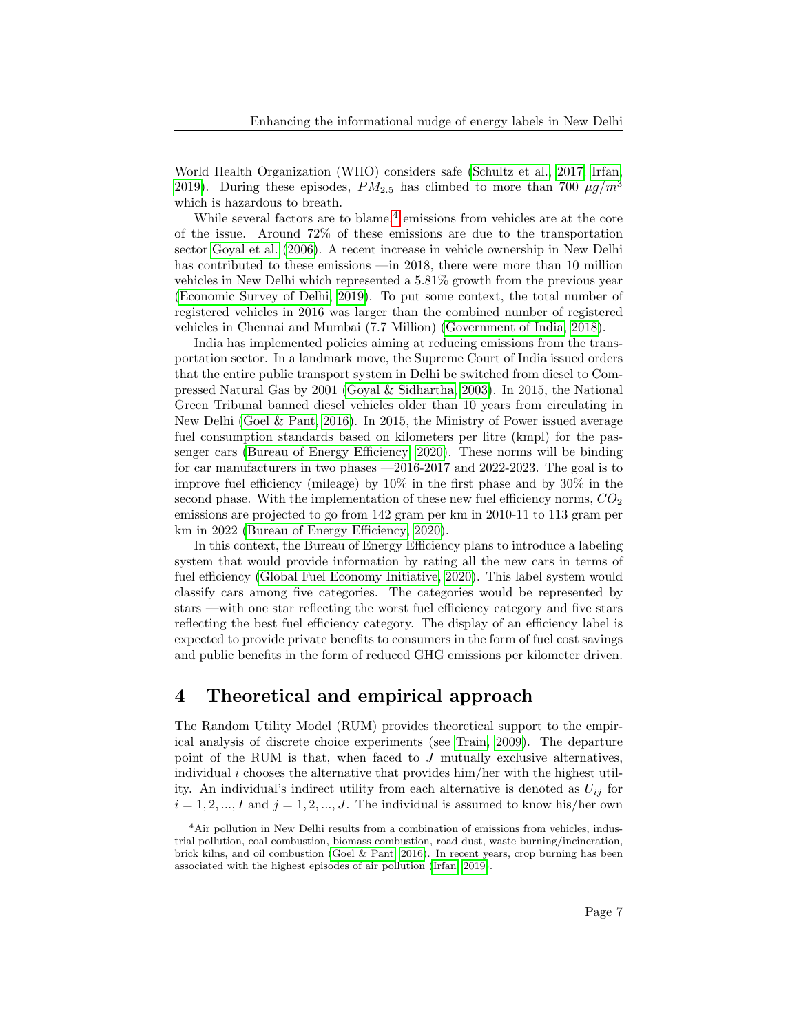World Health Organization (WHO) considers safe (Schultz et al., 2017; Irfan, 2019). During these episodes, $PM_{2.5}$ has climbed to more than 700 $\mu g/m^3$ which is hazardous to breath.

While several factors are to blame,[4] emissions from vehicles are at the core of the issue. Around 72% of these emissions are due to the transportation sector Goyal et al. (2006). A recent increase in vehicle ownership in New Delhi has contributed to these emissions —in 2018, there were more than 10 million vehicles in New Delhi which represented a 5.81% growth from the previous year (Economic Survey of Delhi, 2019). To put some context, the total number of registered vehicles in 2016 was larger than the combined number of registered vehicles in Chennai and Mumbai (7.7 Million) (Government of India, 2018).

India has implemented policies aiming at reducing emissions from the transportation sector. In a landmark move, the Supreme Court of India issued orders that the entire public transport system in Delhi be switched from diesel to Compressed Natural Gas by 2001 (Goyal & Sidhartha, 2003). In 2015, the National Green Tribunal banned diesel vehicles older than 10 years from circulating in New Delhi (Goel & Pant, 2016). In 2015, the Ministry of Power issued average fuel consumption standards based on kilometers per litre (kmpl) for the passenger cars (Bureau of Energy Efficiency, 2020). These norms will be binding for car manufacturers in two phases —2016-2017 and 2022-2023. The goal is to improve fuel efficiency (mileage) by 10% in the first phase and by 30% in the second phase. With the implementation of these new fuel efficiency norms, $CO_2$ emissions are projected to go from 142 gram per km in 2010-11 to 113 gram per km in 2022 (Bureau of Energy Efficiency, 2020).

In this context, the Bureau of Energy Efficiency plans to introduce a labeling system that would provide information by rating all the new cars in terms of fuel efficiency (Global Fuel Economy Initiative, 2020). This label system would classify cars among five categories. The categories would be represented by stars —with one star reflecting the worst fuel efficiency category and five stars reflecting the best fuel efficiency category. The display of an efficiency label is expected to provide private benefits to consumers in the form of fuel cost savings and public benefits in the form of reduced GHG emissions per kilometer driven.

# 4 Theoretical and empirical approach

The Random Utility Model (RUM) provides theoretical support to the empirical analysis of discrete choice experiments (see Train, 2009). The departure point of the RUM is that, when faced to $J$ mutually exclusive alternatives, individual $i$ chooses the alternative that provides him/her with the highest utility. An individual's indirect utility from each alternative is denoted as $U_{ij}$ for $i = 1, 2, ..., I$ and $j = 1, 2, ..., J$. The individual is assumed to know his/her own

[4] Air pollution in New Delhi results from a combination of emissions from vehicles, industrial pollution, coal combustion, biomass combustion, road dust, waste burning/incineration, brick kilns, and oil combustion (Goel & Pant, 2016). In recent years, crop burning has been associated with the highest episodes of air pollution (Irfan, 2019).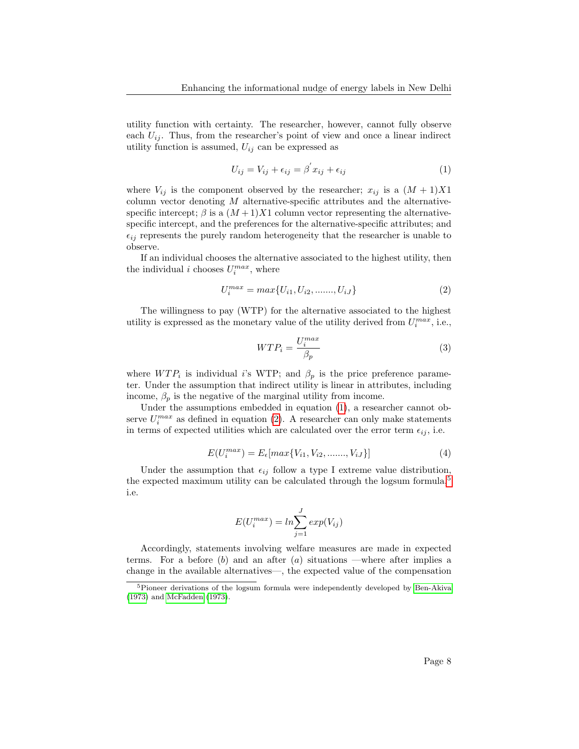utility function with certainty. The researcher, however, cannot fully observe each $U_{ij}$. Thus, from the researcher's point of view and once a linear indirect utility function is assumed, $U_{ij}$ can be expressed as

$$U_{ij} = V_{ij} + \epsilon_{ij} = \beta^{'} x_{ij} + \epsilon_{ij} \tag{1}$$

where $V_{ij}$ is the component observed by the researcher; $x_{ij}$ is a $(M+1)X1$ column vector denoting $M$ alternative-specific attributes and the alternative-specific intercept; $\beta$ is a $(M+1)X1$ column vector representing the alternative-specific intercept, and the preferences for the alternative-specific attributes; and $\epsilon_{ij}$ represents the purely random heterogeneity that the researcher is unable to observe.

If an individual chooses the alternative associated to the highest utility, then the individual $i$ chooses $U_i^{max}$, where

$$U_i^{max} = max\{U_{i1}, U_{i2}, ......., U_{iJ}\} \tag{2}$$

The willingness to pay (WTP) for the alternative associated to the highest utility is expressed as the monetary value of the utility derived from $U_i^{max}$, i.e.,

$$WTP_i = \frac{U_i^{max}}{\beta_p} \tag{3}$$

where $WTP_i$ is individual $i$'s WTP; and $\beta_p$ is the price preference parameter. Under the assumption that indirect utility is linear in attributes, including income, $\beta_p$ is the negative of the marginal utility from income.

Under the assumptions embedded in equation (1), a researcher cannot observe $U_i^{max}$ as defined in equation (2). A researcher can only make statements in terms of expected utilities which are calculated over the error term $\epsilon_{ij}$, i.e.

$$E(U_i^{max}) = E_\epsilon[max\{V_{i1}, V_{i2}, ......., V_{iJ}\}] \tag{4}$$

Under the assumption that $\epsilon_{ij}$ follow a type I extreme value distribution, the expected maximum utility can be calculated through the logsum formula,[5] i.e.

$$E(U_i^{max}) = ln\sum_{j=1}^{J} exp(V_{ij})$$

Accordingly, statements involving welfare measures are made in expected terms. For a before ($b$) and an after ($a$) situations —where after implies a change in the available alternatives—, the expected value of the compensation

[5] Pioneer derivations of the logsum formula were independently developed by Ben-Akiva (1973) and McFadden (1973).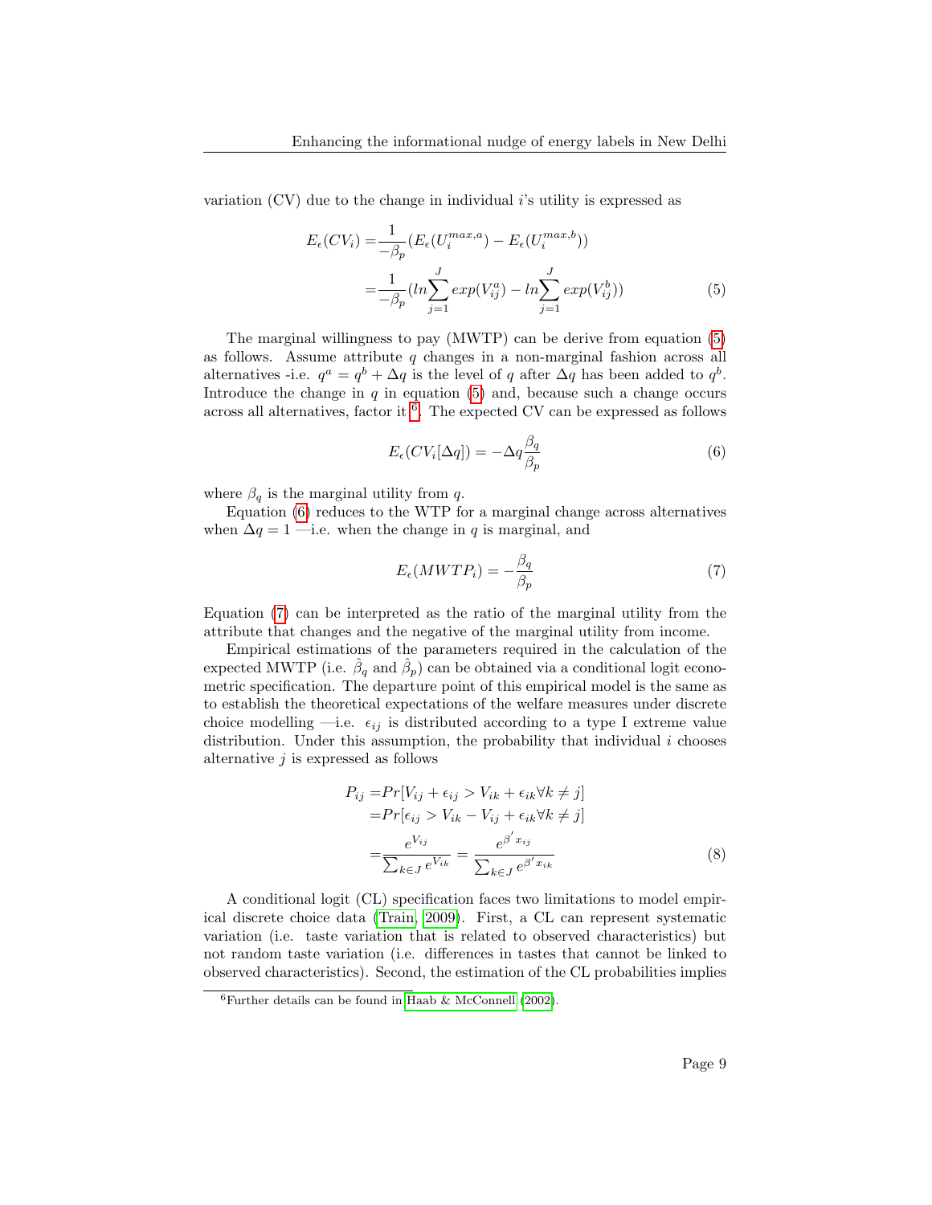variation (CV) due to the change in individual $i$'s utility is expressed as

$$
\begin{aligned}
E_\epsilon(CV_i) =& \frac{1}{-\beta_p}(E_\epsilon(U_i^{max,a}) - E_\epsilon(U_i^{max,b})) \\
=& \frac{1}{-\beta_p}(ln\sum_{j=1}^{J} exp(V_{ij}^a) - ln\sum_{j=1}^{J} exp(V_{ij}^b))
\end{aligned} \tag{5}
$$

The marginal willingness to pay (MWTP) can be derive from equation (5) as follows. Assume attribute $q$ changes in a non-marginal fashion across all alternatives -i.e. $q^a = q^b + \Delta q$ is the level of $q$ after $\Delta q$ has been added to $q^b$. Introduce the change in $q$ in equation (5) and, because such a change occurs across all alternatives, factor it [6]. The expected CV can be expressed as follows

$$
E_\epsilon(CV_i[\Delta q]) = -\Delta q \frac{\beta_q}{\beta_p} \tag{6}
$$

where $\beta_q$ is the marginal utility from $q$.

Equation (6) reduces to the WTP for a marginal change across alternatives when $\Delta q = 1$ —i.e. when the change in $q$ is marginal, and

$$
E_\epsilon(MWTP_i) = -\frac{\beta_q}{\beta_p} \tag{7}
$$

Equation (7) can be interpreted as the ratio of the marginal utility from the attribute that changes and the negative of the marginal utility from income.

Empirical estimations of the parameters required in the calculation of the expected MWTP (i.e. $\hat{\beta}_q$ and $\hat{\beta}_p$) can be obtained via a conditional logit econometric specification. The departure point of this empirical model is the same as to establish the theoretical expectations of the welfare measures under discrete choice modelling —i.e. $\epsilon_{ij}$ is distributed according to a type I extreme value distribution. Under this assumption, the probability that individual $i$ chooses alternative $j$ is expressed as follows

$$
\begin{aligned}
P_{ij} =& Pr[V_{ij} + \epsilon_{ij} > V_{ik} + \epsilon_{ik} \forall k \neq j] \\
=& Pr[\epsilon_{ij} > V_{ik} - V_{ij} + \epsilon_{ik} \forall k \neq j] \\
=& \frac{e^{V_{ij}}}{\sum_{k \in J} e^{V_{ik}}} = \frac{e^{\beta' x_{ij}}}{\sum_{k \in J} e^{\beta' x_{ik}}}
\end{aligned} \tag{8}
$$

A conditional logit (CL) specification faces two limitations to model empirical discrete choice data (Train, 2009). First, a CL can represent systematic variation (i.e. taste variation that is related to observed characteristics) but not random taste variation (i.e. differences in tastes that cannot be linked to observed characteristics). Second, the estimation of the CL probabilities implies

[6] Further details can be found in Haab & McConnell (2002).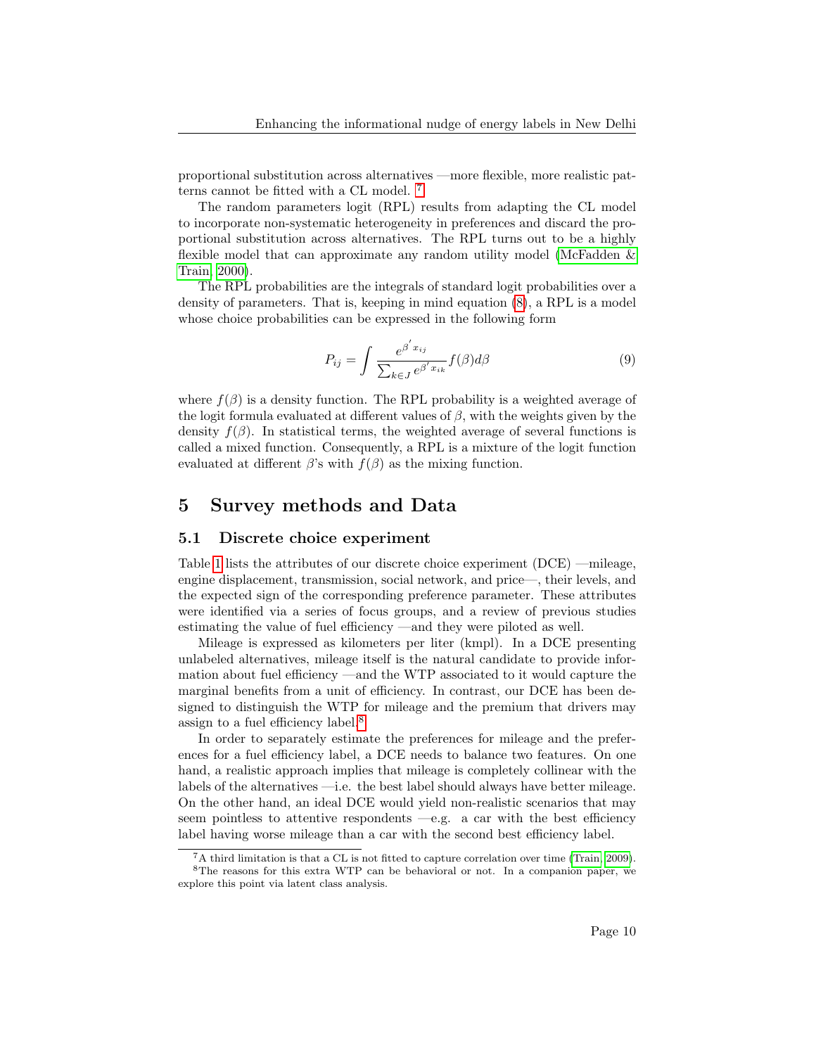proportional substitution across alternatives —more flexible, more realistic patterns cannot be fitted with a CL model. [7]

The random parameters logit (RPL) results from adapting the CL model to incorporate non-systematic heterogeneity in preferences and discard the proportional substitution across alternatives. The RPL turns out to be a highly flexible model that can approximate any random utility model (McFadden & Train, 2000).

The RPL probabilities are the integrals of standard logit probabilities over a density of parameters. That is, keeping in mind equation (8), a RPL is a model whose choice probabilities can be expressed in the following form

$$P_{ij} = \int \frac{e^{\beta' x_{ij}}}{\sum_{k \in J} e^{\beta' x_{ik}}} f(\beta) d\beta \tag{9}$$

where $f(\beta)$ is a density function. The RPL probability is a weighted average of the logit formula evaluated at different values of $\beta$, with the weights given by the density $f(\beta)$. In statistical terms, the weighted average of several functions is called a mixed function. Consequently, a RPL is a mixture of the logit function evaluated at different $\beta$'s with $f(\beta)$ as the mixing function.

# 5 Survey methods and Data

## 5.1 Discrete choice experiment

Table 1 lists the attributes of our discrete choice experiment (DCE) —mileage, engine displacement, transmission, social network, and price—, their levels, and the expected sign of the corresponding preference parameter. These attributes were identified via a series of focus groups, and a review of previous studies estimating the value of fuel efficiency —and they were piloted as well.

Mileage is expressed as kilometers per liter (kmpl). In a DCE presenting unlabeled alternatives, mileage itself is the natural candidate to provide information about fuel efficiency —and the WTP associated to it would capture the marginal benefits from a unit of efficiency. In contrast, our DCE has been designed to distinguish the WTP for mileage and the premium that drivers may assign to a fuel efficiency label.[8]

In order to separately estimate the preferences for mileage and the preferences for a fuel efficiency label, a DCE needs to balance two features. On one hand, a realistic approach implies that mileage is completely collinear with the labels of the alternatives —i.e. the best label should always have better mileage. On the other hand, an ideal DCE would yield non-realistic scenarios that may seem pointless to attentive respondents —e.g. a car with the best efficiency label having worse mileage than a car with the second best efficiency label.

[7] A third limitation is that a CL is not fitted to capture correlation over time (Train, 2009).

[8] The reasons for this extra WTP can be behavioral or not. In a companion paper, we explore this point via latent class analysis.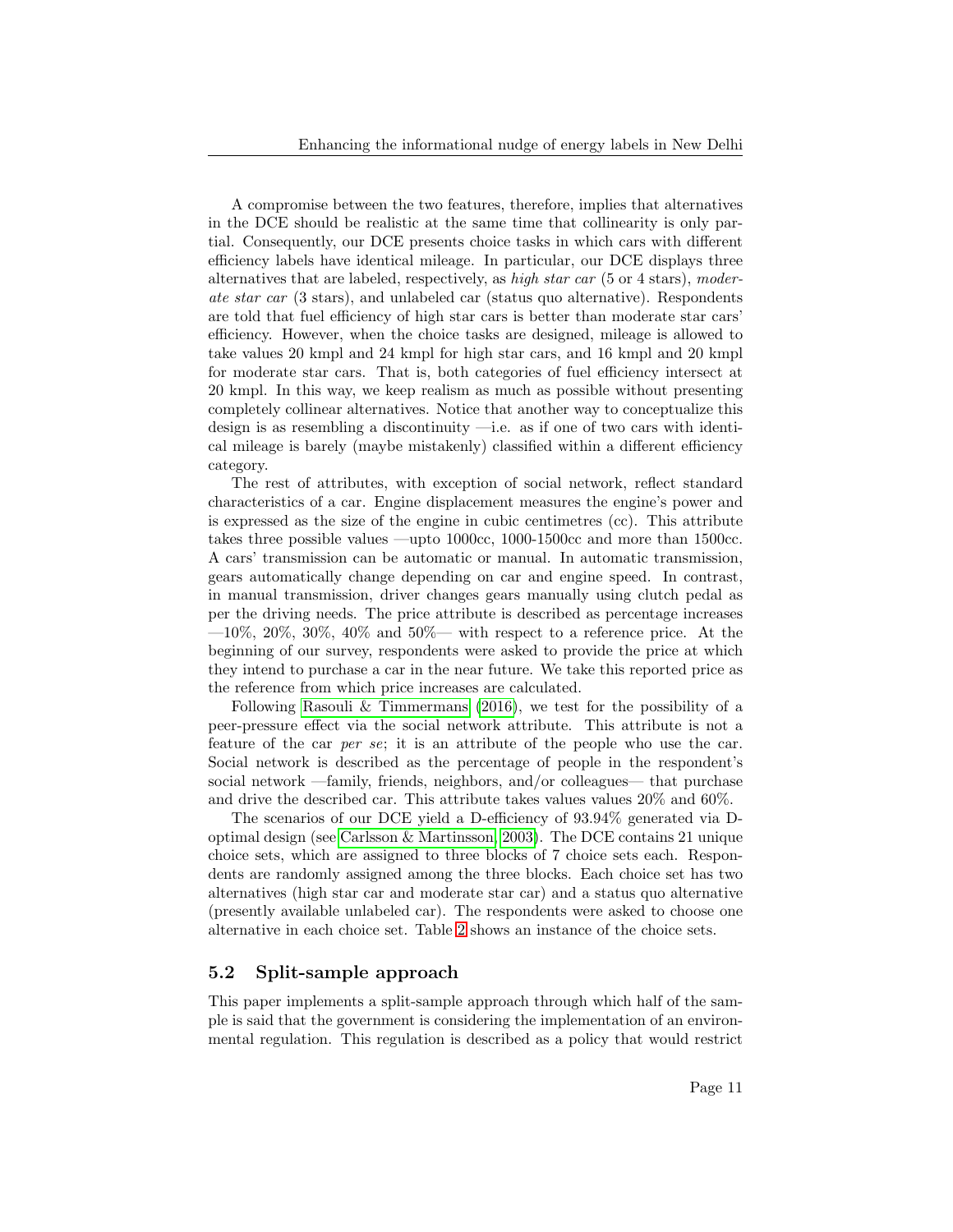A compromise between the two features, therefore, implies that alternatives in the DCE should be realistic at the same time that collinearity is only partial. Consequently, our DCE presents choice tasks in which cars with different efficiency labels have identical mileage. In particular, our DCE displays three alternatives that are labeled, respectively, as *high star car* (5 or 4 stars), *moderate star car* (3 stars), and unlabeled car (status quo alternative). Respondents are told that fuel efficiency of high star cars is better than moderate star cars' efficiency. However, when the choice tasks are designed, mileage is allowed to take values 20 kmpl and 24 kmpl for high star cars, and 16 kmpl and 20 kmpl for moderate star cars. That is, both categories of fuel efficiency intersect at 20 kmpl. In this way, we keep realism as much as possible without presenting completely collinear alternatives. Notice that another way to conceptualize this design is as resembling a discontinuity —i.e. as if one of two cars with identical mileage is barely (maybe mistakenly) classified within a different efficiency category.

The rest of attributes, with exception of social network, reflect standard characteristics of a car. Engine displacement measures the engine's power and is expressed as the size of the engine in cubic centimetres (cc). This attribute takes three possible values —upto 1000cc, 1000-1500cc and more than 1500cc. A cars' transmission can be automatic or manual. In automatic transmission, gears automatically change depending on car and engine speed. In contrast, in manual transmission, driver changes gears manually using clutch pedal as per the driving needs. The price attribute is described as percentage increases —10%, 20%, 30%, 40% and 50%— with respect to a reference price. At the beginning of our survey, respondents were asked to provide the price at which they intend to purchase a car in the near future. We take this reported price as the reference from which price increases are calculated.

Following Rasouli & Timmermans (2016), we test for the possibility of a peer-pressure effect via the social network attribute. This attribute is not a feature of the car *per se*; it is an attribute of the people who use the car. Social network is described as the percentage of people in the respondent's social network —family, friends, neighbors, and/or colleagues— that purchase and drive the described car. This attribute takes values values 20% and 60%.

The scenarios of our DCE yield a D-efficiency of 93.94% generated via D-optimal design (see Carlsson & Martinsson, 2003). The DCE contains 21 unique choice sets, which are assigned to three blocks of 7 choice sets each. Respondents are randomly assigned among the three blocks. Each choice set has two alternatives (high star car and moderate star car) and a status quo alternative (presently available unlabeled car). The respondents were asked to choose one alternative in each choice set. Table 2 shows an instance of the choice sets.

## 5.2 Split-sample approach

This paper implements a split-sample approach through which half of the sample is said that the government is considering the implementation of an environmental regulation. This regulation is described as a policy that would restrict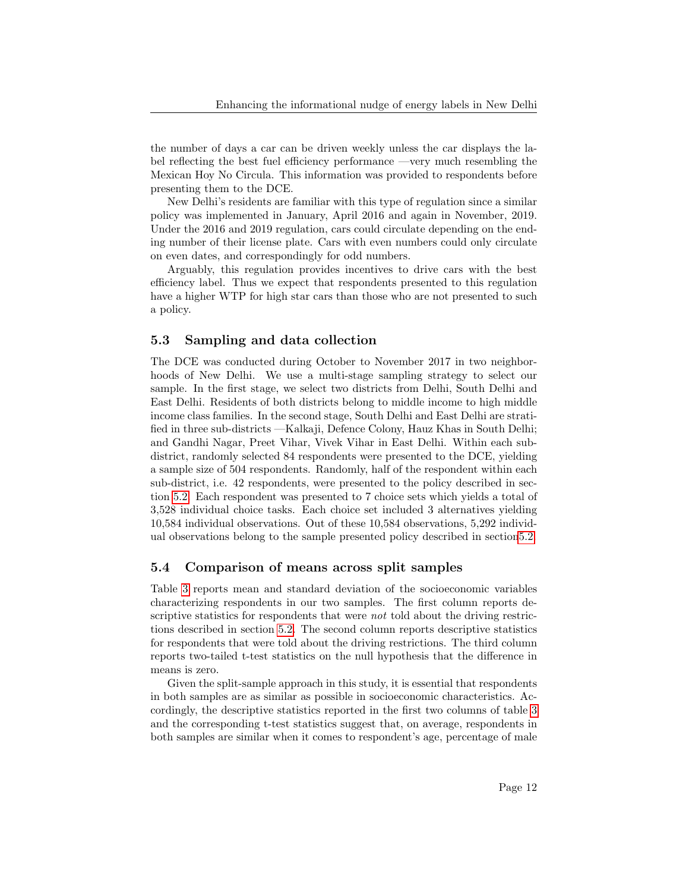the number of days a car can be driven weekly unless the car displays the label reflecting the best fuel efficiency performance —very much resembling the Mexican Hoy No Circula. This information was provided to respondents before presenting them to the DCE.

New Delhi's residents are familiar with this type of regulation since a similar policy was implemented in January, April 2016 and again in November, 2019. Under the 2016 and 2019 regulation, cars could circulate depending on the ending number of their license plate. Cars with even numbers could only circulate on even dates, and correspondingly for odd numbers.

Arguably, this regulation provides incentives to drive cars with the best efficiency label. Thus we expect that respondents presented to this regulation have a higher WTP for high star cars than those who are not presented to such a policy.

### 5.3 Sampling and data collection

The DCE was conducted during October to November 2017 in two neighborhoods of New Delhi. We use a multi-stage sampling strategy to select our sample. In the first stage, we select two districts from Delhi, South Delhi and East Delhi. Residents of both districts belong to middle income to high middle income class families. In the second stage, South Delhi and East Delhi are stratified in three sub-districts —Kalkaji, Defence Colony, Hauz Khas in South Delhi; and Gandhi Nagar, Preet Vihar, Vivek Vihar in East Delhi. Within each sub-district, randomly selected 84 respondents were presented to the DCE, yielding a sample size of 504 respondents. Randomly, half of the respondent within each sub-district, i.e. 42 respondents, were presented to the policy described in section 5.2. Each respondent was presented to 7 choice sets which yields a total of 3,528 individual choice tasks. Each choice set included 3 alternatives yielding 10,584 individual observations. Out of these 10,584 observations, 5,292 individual observations belong to the sample presented policy described in section5.2.

### 5.4 Comparison of means across split samples

Table 3 reports mean and standard deviation of the socioeconomic variables characterizing respondents in our two samples. The first column reports descriptive statistics for respondents that were *not* told about the driving restrictions described in section 5.2. The second column reports descriptive statistics for respondents that were told about the driving restrictions. The third column reports two-tailed t-test statistics on the null hypothesis that the difference in means is zero.

Given the split-sample approach in this study, it is essential that respondents in both samples are as similar as possible in socioeconomic characteristics. Accordingly, the descriptive statistics reported in the first two columns of table 3 and the corresponding t-test statistics suggest that, on average, respondents in both samples are similar when it comes to respondent's age, percentage of male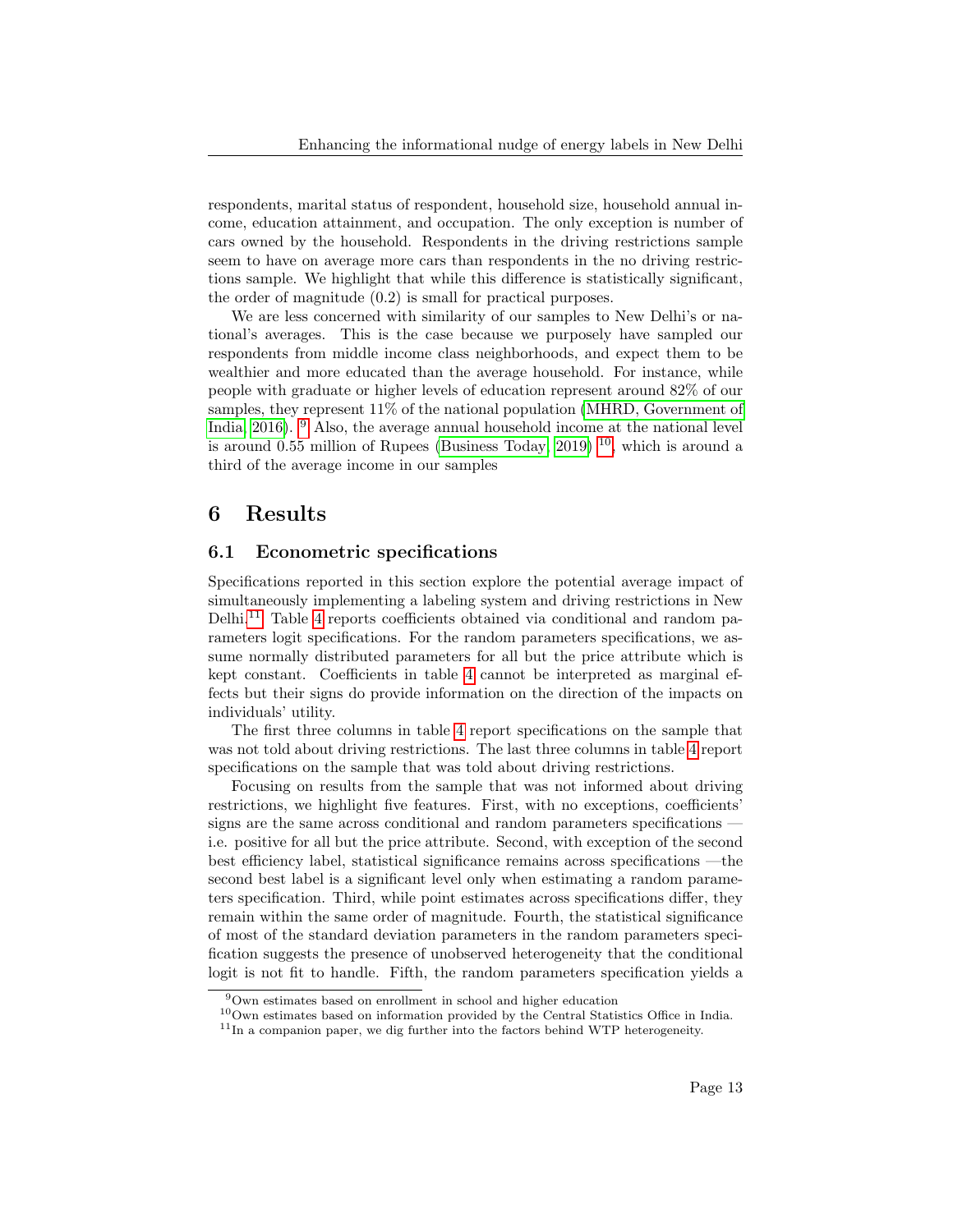respondents, marital status of respondent, household size, household annual income, education attainment, and occupation. The only exception is number of cars owned by the household. Respondents in the driving restrictions sample seem to have on average more cars than respondents in the no driving restrictions sample. We highlight that while this difference is statistically significant, the order of magnitude (0.2) is small for practical purposes.

We are less concerned with similarity of our samples to New Delhi's or national's averages. This is the case because we purposely have sampled our respondents from middle income class neighborhoods, and expect them to be wealthier and more educated than the average household. For instance, while people with graduate or higher levels of education represent around 82% of our samples, they represent 11% of the national population (MHRD, Government of India, 2016). [9] Also, the average annual household income at the national level is around 0.55 million of Rupees (Business Today, 2019) [10], which is around a third of the average income in our samples

# 6 Results

## 6.1 Econometric specifications

Specifications reported in this section explore the potential average impact of simultaneously implementing a labeling system and driving restrictions in New Delhi.[11] Table 4 reports coefficients obtained via conditional and random parameters logit specifications. For the random parameters specifications, we assume normally distributed parameters for all but the price attribute which is kept constant. Coefficients in table 4 cannot be interpreted as marginal effects but their signs do provide information on the direction of the impacts on individuals' utility.

The first three columns in table 4 report specifications on the sample that was not told about driving restrictions. The last three columns in table 4 report specifications on the sample that was told about driving restrictions.

Focusing on results from the sample that was not informed about driving restrictions, we highlight five features. First, with no exceptions, coefficients' signs are the same across conditional and random parameters specifications — i.e. positive for all but the price attribute. Second, with exception of the second best efficiency label, statistical significance remains across specifications —the second best label is a significant level only when estimating a random parameters specification. Third, while point estimates across specifications differ, they remain within the same order of magnitude. Fourth, the statistical significance of most of the standard deviation parameters in the random parameters specification suggests the presence of unobserved heterogeneity that the conditional logit is not fit to handle. Fifth, the random parameters specification yields a

[9] Own estimates based on enrollment in school and higher education

[10] Own estimates based on information provided by the Central Statistics Office in India.

[11] In a companion paper, we dig further into the factors behind WTP heterogeneity.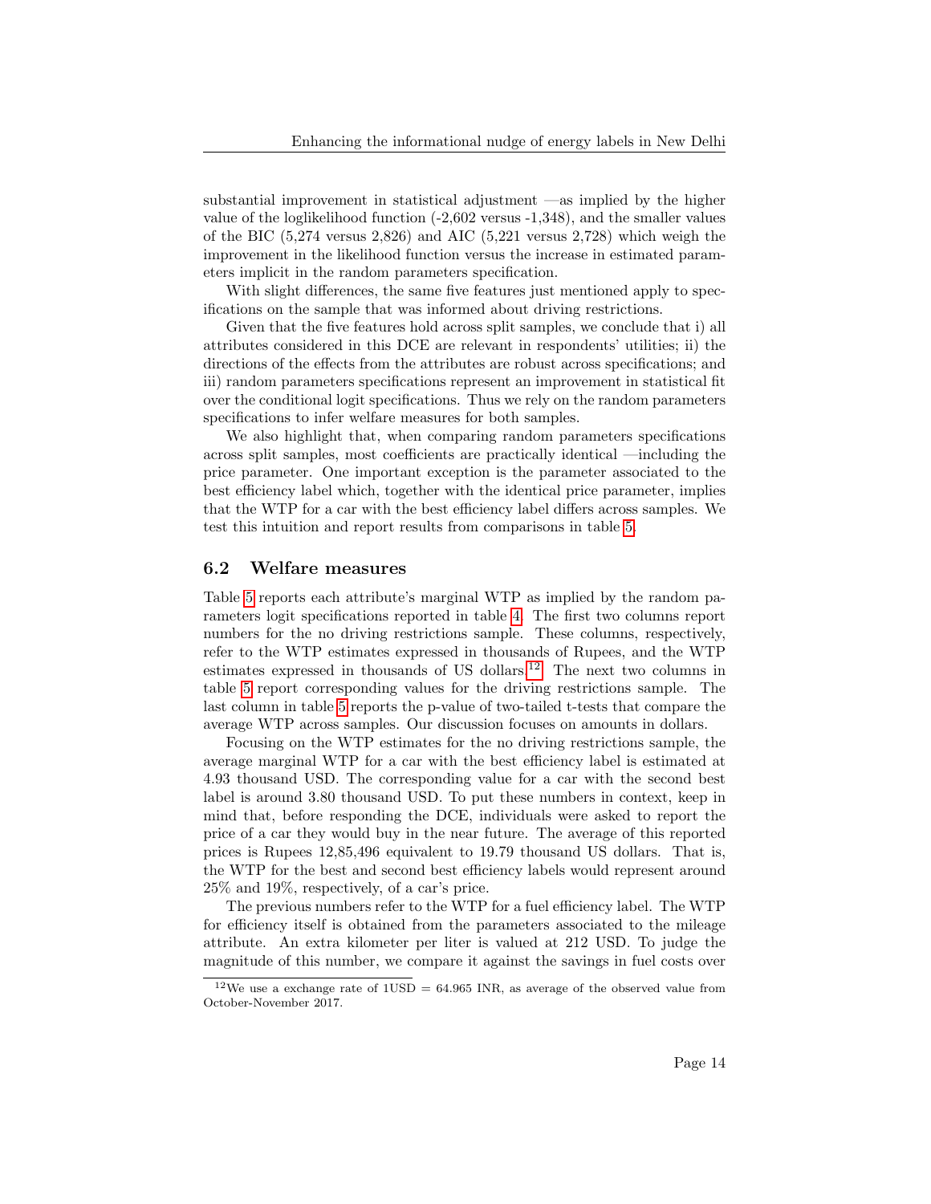substantial improvement in statistical adjustment —as implied by the higher value of the loglikelihood function (-2,602 versus -1,348), and the smaller values of the BIC (5,274 versus 2,826) and AIC (5,221 versus 2,728) which weigh the improvement in the likelihood function versus the increase in estimated parameters implicit in the random parameters specification.

With slight differences, the same five features just mentioned apply to specifications on the sample that was informed about driving restrictions.

Given that the five features hold across split samples, we conclude that i) all attributes considered in this DCE are relevant in respondents' utilities; ii) the directions of the effects from the attributes are robust across specifications; and iii) random parameters specifications represent an improvement in statistical fit over the conditional logit specifications. Thus we rely on the random parameters specifications to infer welfare measures for both samples.

We also highlight that, when comparing random parameters specifications across split samples, most coefficients are practically identical —including the price parameter. One important exception is the parameter associated to the best efficiency label which, together with the identical price parameter, implies that the WTP for a car with the best efficiency label differs across samples. We test this intuition and report results from comparisons in table 5.

## 6.2 Welfare measures

Table 5 reports each attribute's marginal WTP as implied by the random parameters logit specifications reported in table 4. The first two columns report numbers for the no driving restrictions sample. These columns, respectively, refer to the WTP estimates expressed in thousands of Rupees, and the WTP estimates expressed in thousands of US dollars.[12] The next two columns in table 5 report corresponding values for the driving restrictions sample. The last column in table 5 reports the p-value of two-tailed t-tests that compare the average WTP across samples. Our discussion focuses on amounts in dollars.

Focusing on the WTP estimates for the no driving restrictions sample, the average marginal WTP for a car with the best efficiency label is estimated at 4.93 thousand USD. The corresponding value for a car with the second best label is around 3.80 thousand USD. To put these numbers in context, keep in mind that, before responding the DCE, individuals were asked to report the price of a car they would buy in the near future. The average of this reported prices is Rupees 12,85,496 equivalent to 19.79 thousand US dollars. That is, the WTP for the best and second best efficiency labels would represent around 25% and 19%, respectively, of a car's price.

The previous numbers refer to the WTP for a fuel efficiency label. The WTP for efficiency itself is obtained from the parameters associated to the mileage attribute. An extra kilometer per liter is valued at 212 USD. To judge the magnitude of this number, we compare it against the savings in fuel costs over

[12] We use a exchange rate of 1USD = 64.965 INR, as average of the observed value from October-November 2017.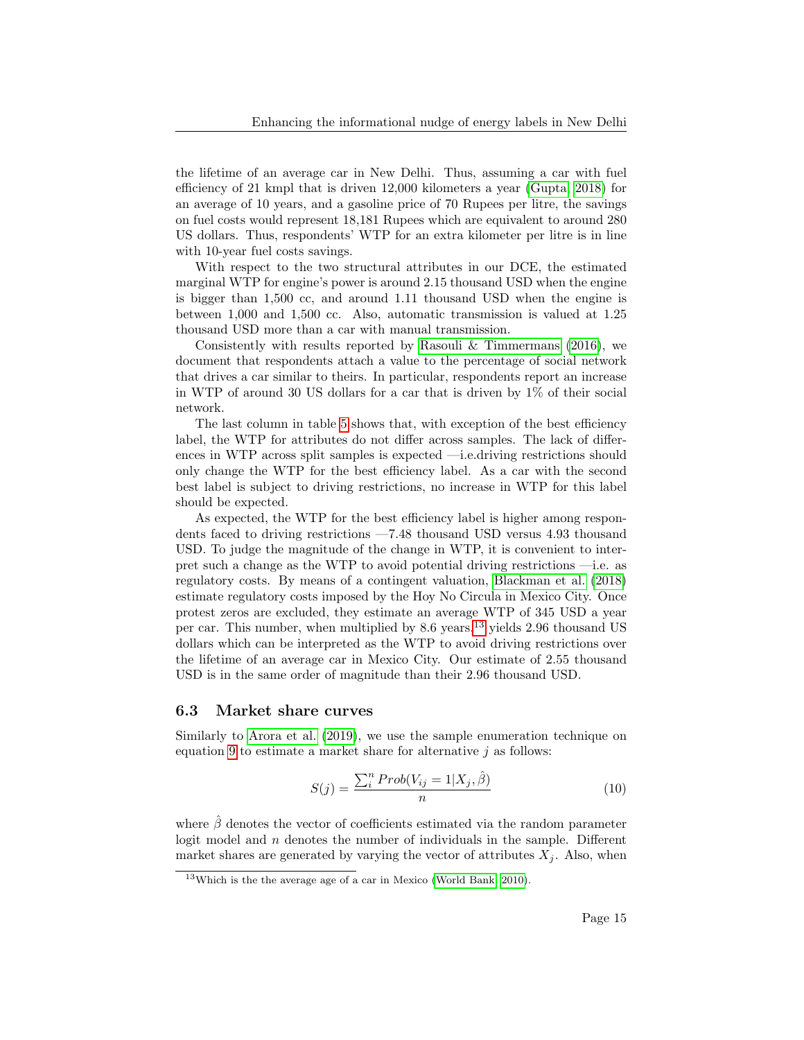the lifetime of an average car in New Delhi. Thus, assuming a car with fuel efficiency of 21 kmpl that is driven 12,000 kilometers a year (Gupta, 2018) for an average of 10 years, and a gasoline price of 70 Rupees per litre, the savings on fuel costs would represent 18,181 Rupees which are equivalent to around 280 US dollars. Thus, respondents' WTP for an extra kilometer per litre is in line with 10-year fuel costs savings.

With respect to the two structural attributes in our DCE, the estimated marginal WTP for engine's power is around 2.15 thousand USD when the engine is bigger than 1,500 cc, and around 1.11 thousand USD when the engine is between 1,000 and 1,500 cc. Also, automatic transmission is valued at 1.25 thousand USD more than a car with manual transmission.

Consistently with results reported by Rasouli & Timmermans (2016), we document that respondents attach a value to the percentage of social network that drives a car similar to theirs. In particular, respondents report an increase in WTP of around 30 US dollars for a car that is driven by 1% of their social network.

The last column in table 5 shows that, with exception of the best efficiency label, the WTP for attributes do not differ across samples. The lack of differences in WTP across split samples is expected —i.e.driving restrictions should only change the WTP for the best efficiency label. As a car with the second best label is subject to driving restrictions, no increase in WTP for this label should be expected.

As expected, the WTP for the best efficiency label is higher among respondents faced to driving restrictions —7.48 thousand USD versus 4.93 thousand USD. To judge the magnitude of the change in WTP, it is convenient to interpret such a change as the WTP to avoid potential driving restrictions —i.e. as regulatory costs. By means of a contingent valuation, Blackman et al. (2018) estimate regulatory costs imposed by the Hoy No Circula in Mexico City. Once protest zeros are excluded, they estimate an average WTP of 345 USD a year per car. This number, when multiplied by 8.6 years,[13] yields 2.96 thousand US dollars which can be interpreted as the WTP to avoid driving restrictions over the lifetime of an average car in Mexico City. Our estimate of 2.55 thousand USD is in the same order of magnitude than their 2.96 thousand USD.

## 6.3 Market share curves

Similarly to Arora et al. (2019), we use the sample enumeration technique on equation 9 to estimate a market share for alternative $j$ as follows:

$$S(j) = \frac{\sum_i^n Prob(V_{ij} = 1|X_j, \hat{\beta})}{n} \tag{10}$$

where $\hat{\beta}$ denotes the vector of coefficients estimated via the random parameter logit model and $n$ denotes the number of individuals in the sample. Different market shares are generated by varying the vector of attributes $X_j$. Also, when

[13] Which is the the average age of a car in Mexico (World Bank, 2010).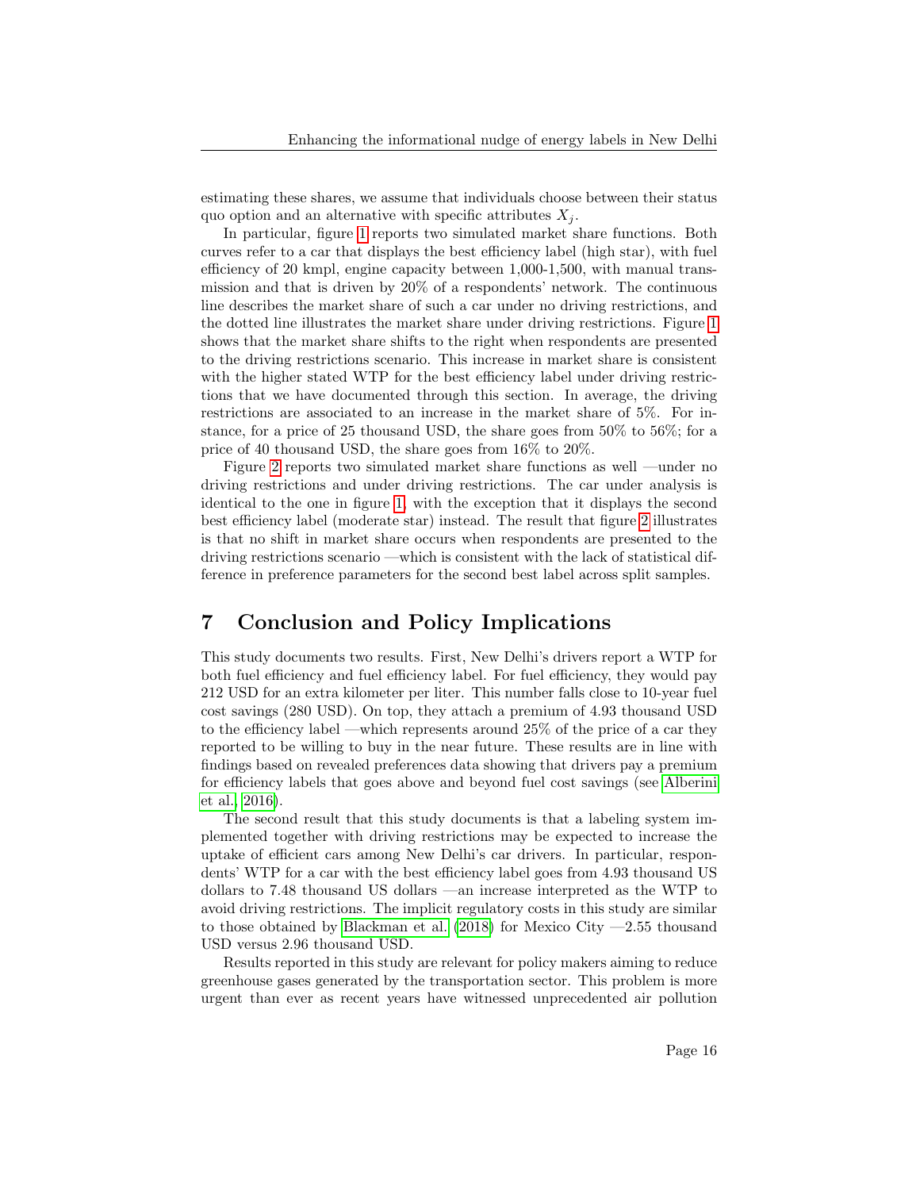estimating these shares, we assume that individuals choose between their status quo option and an alternative with specific attributes $X_j$.

In particular, figure 1 reports two simulated market share functions. Both curves refer to a car that displays the best efficiency label (high star), with fuel efficiency of 20 kmpl, engine capacity between 1,000-1,500, with manual transmission and that is driven by 20% of a respondents' network. The continuous line describes the market share of such a car under no driving restrictions, and the dotted line illustrates the market share under driving restrictions. Figure 1 shows that the market share shifts to the right when respondents are presented to the driving restrictions scenario. This increase in market share is consistent with the higher stated WTP for the best efficiency label under driving restrictions that we have documented through this section. In average, the driving restrictions are associated to an increase in the market share of 5%. For instance, for a price of 25 thousand USD, the share goes from 50% to 56%; for a price of 40 thousand USD, the share goes from 16% to 20%.

Figure 2 reports two simulated market share functions as well —under no driving restrictions and under driving restrictions. The car under analysis is identical to the one in figure 1, with the exception that it displays the second best efficiency label (moderate star) instead. The result that figure 2 illustrates is that no shift in market share occurs when respondents are presented to the driving restrictions scenario —which is consistent with the lack of statistical difference in preference parameters for the second best label across split samples.

# 7 Conclusion and Policy Implications

This study documents two results. First, New Delhi's drivers report a WTP for both fuel efficiency and fuel efficiency label. For fuel efficiency, they would pay 212 USD for an extra kilometer per liter. This number falls close to 10-year fuel cost savings (280 USD). On top, they attach a premium of 4.93 thousand USD to the efficiency label —which represents around 25% of the price of a car they reported to be willing to buy in the near future. These results are in line with findings based on revealed preferences data showing that drivers pay a premium for efficiency labels that goes above and beyond fuel cost savings (see Alberini et al., 2016).

The second result that this study documents is that a labeling system implemented together with driving restrictions may be expected to increase the uptake of efficient cars among New Delhi's car drivers. In particular, respondents' WTP for a car with the best efficiency label goes from 4.93 thousand US dollars to 7.48 thousand US dollars —an increase interpreted as the WTP to avoid driving restrictions. The implicit regulatory costs in this study are similar to those obtained by Blackman et al. (2018) for Mexico City —2.55 thousand USD versus 2.96 thousand USD.

Results reported in this study are relevant for policy makers aiming to reduce greenhouse gases generated by the transportation sector. This problem is more urgent than ever as recent years have witnessed unprecedented air pollution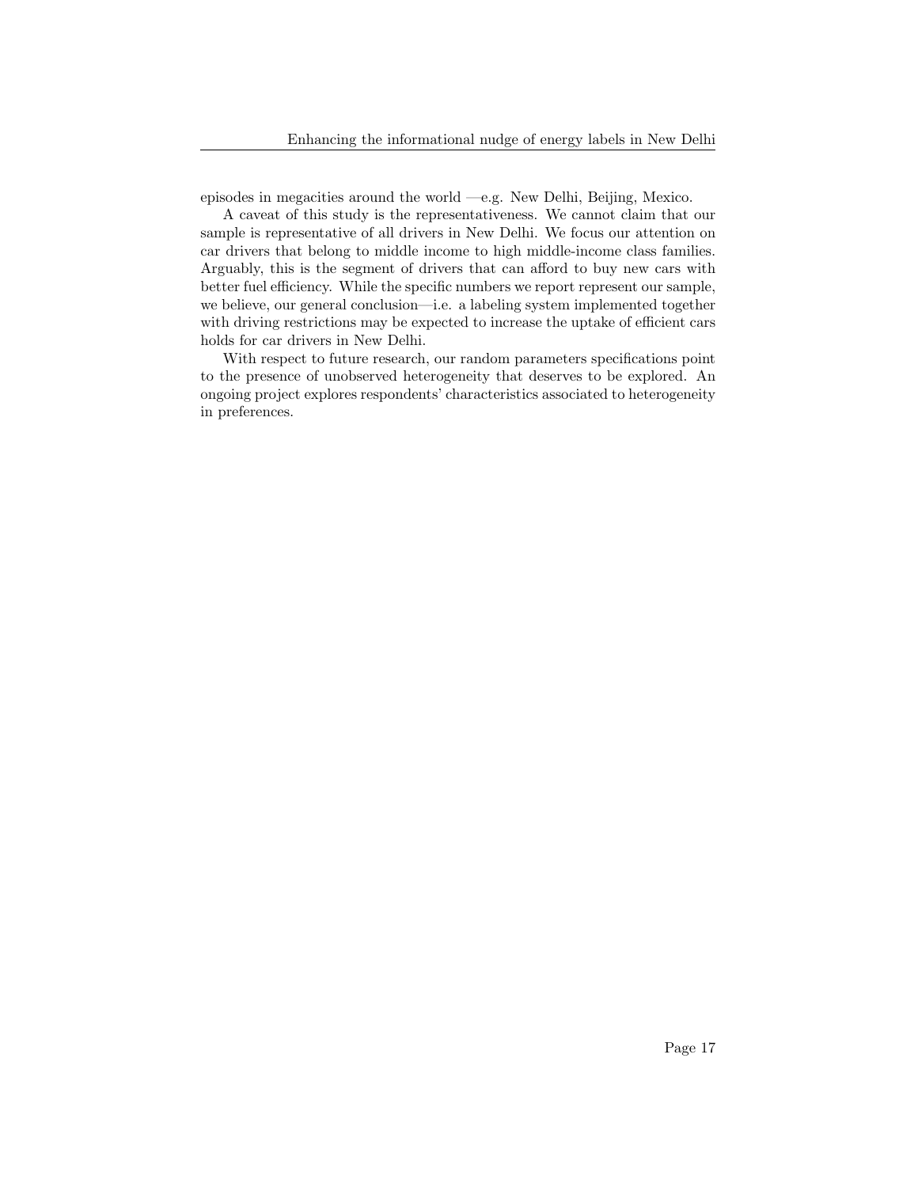episodes in megacities around the world —e.g. New Delhi, Beijing, Mexico.

A caveat of this study is the representativeness. We cannot claim that our sample is representative of all drivers in New Delhi. We focus our attention on car drivers that belong to middle income to high middle-income class families. Arguably, this is the segment of drivers that can afford to buy new cars with better fuel efficiency. While the specific numbers we report represent our sample, we believe, our general conclusion—i.e. a labeling system implemented together with driving restrictions may be expected to increase the uptake of efficient cars holds for car drivers in New Delhi.

With respect to future research, our random parameters specifications point to the presence of unobserved heterogeneity that deserves to be explored. An ongoing project explores respondents' characteristics associated to heterogeneity in preferences.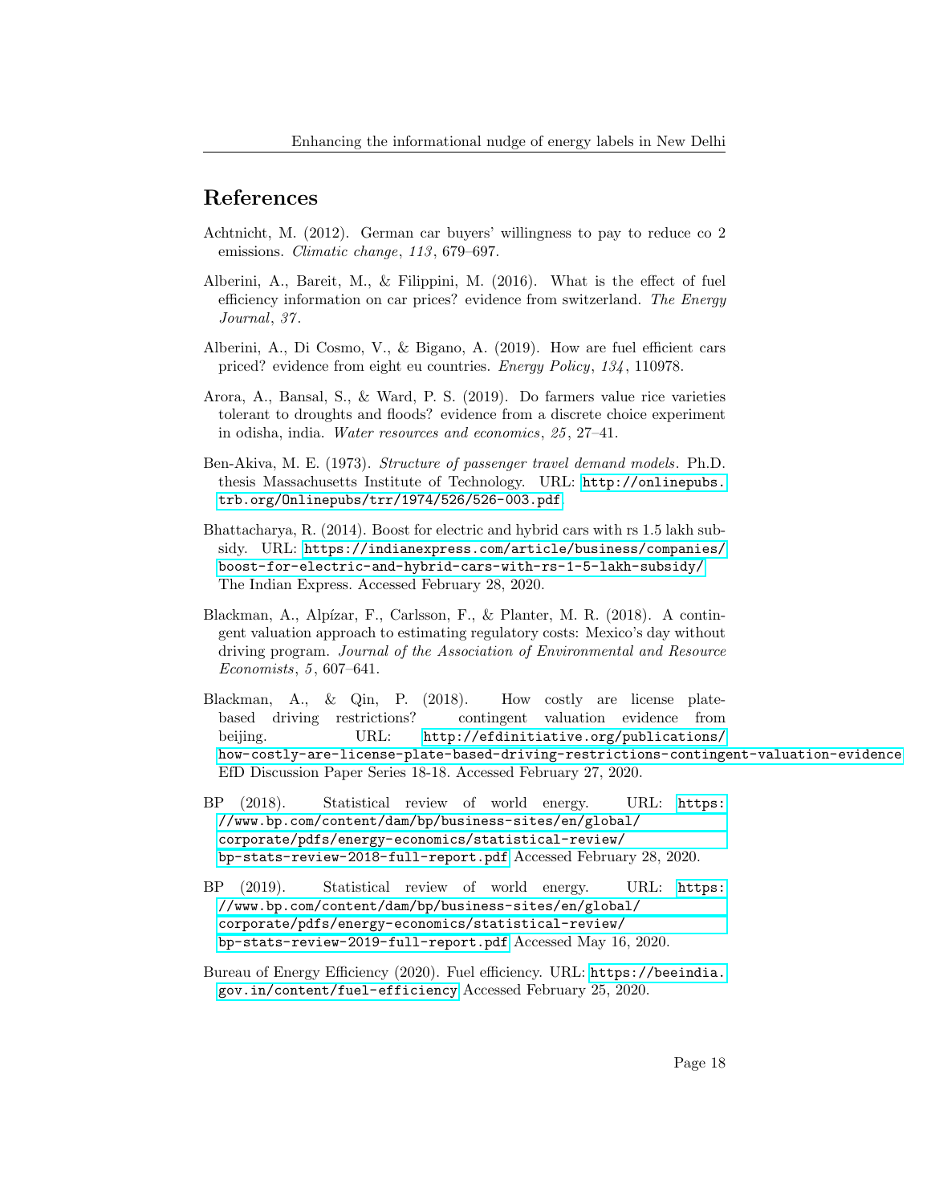## References

Achtnicht, M. (2012). German car buyers' willingness to pay to reduce co 2 emissions. *Climatic change*, *113*, 679–697.

Alberini, A., Bareit, M., & Filippini, M. (2016). What is the effect of fuel efficiency information on car prices? evidence from switzerland. *The Energy Journal*, *37*.

Alberini, A., Di Cosmo, V., & Bigano, A. (2019). How are fuel efficient cars priced? evidence from eight eu countries. *Energy Policy*, *134*, 110978.

Arora, A., Bansal, S., & Ward, P. S. (2019). Do farmers value rice varieties tolerant to droughts and floods? evidence from a discrete choice experiment in odisha, india. *Water resources and economics*, *25*, 27–41.

Ben-Akiva, M. E. (1973). *Structure of passenger travel demand models*. Ph.D. thesis Massachusetts Institute of Technology. URL: http://onlinepubs.trb.org/Onlinepubs/trr/1974/526/526-003.pdf.

Bhattacharya, R. (2014). Boost for electric and hybrid cars with rs 1.5 lakh subsidy. URL: https://indianexpress.com/article/business/companies/boost-for-electric-and-hybrid-cars-with-rs-1-5-lakh-subsidy/ The Indian Express. Accessed February 28, 2020.

Blackman, A., Alpízar, F., Carlsson, F., & Planter, M. R. (2018). A contingent valuation approach to estimating regulatory costs: Mexico's day without driving program. *Journal of the Association of Environmental and Resource Economists*, *5*, 607–641.

Blackman, A., & Qin, P. (2018). How costly are license plate-based driving restrictions? contingent valuation evidence from beijing. URL: http://efdinitiative.org/publications/how-costly-are-license-plate-based-driving-restrictions-contingent-valuation-evidence EfD Discussion Paper Series 18-18. Accessed February 27, 2020.

BP (2018). Statistical review of world energy. URL: https://www.bp.com/content/dam/bp/business-sites/en/global/corporate/pdfs/energy-economics/statistical-review/bp-stats-review-2018-full-report.pdf Accessed February 28, 2020.

BP (2019). Statistical review of world energy. URL: https://www.bp.com/content/dam/bp/business-sites/en/global/corporate/pdfs/energy-economics/statistical-review/bp-stats-review-2019-full-report.pdf Accessed May 16, 2020.

Bureau of Energy Efficiency (2020). Fuel efficiency. URL: https://beeindia.gov.in/content/fuel-efficiency Accessed February 25, 2020.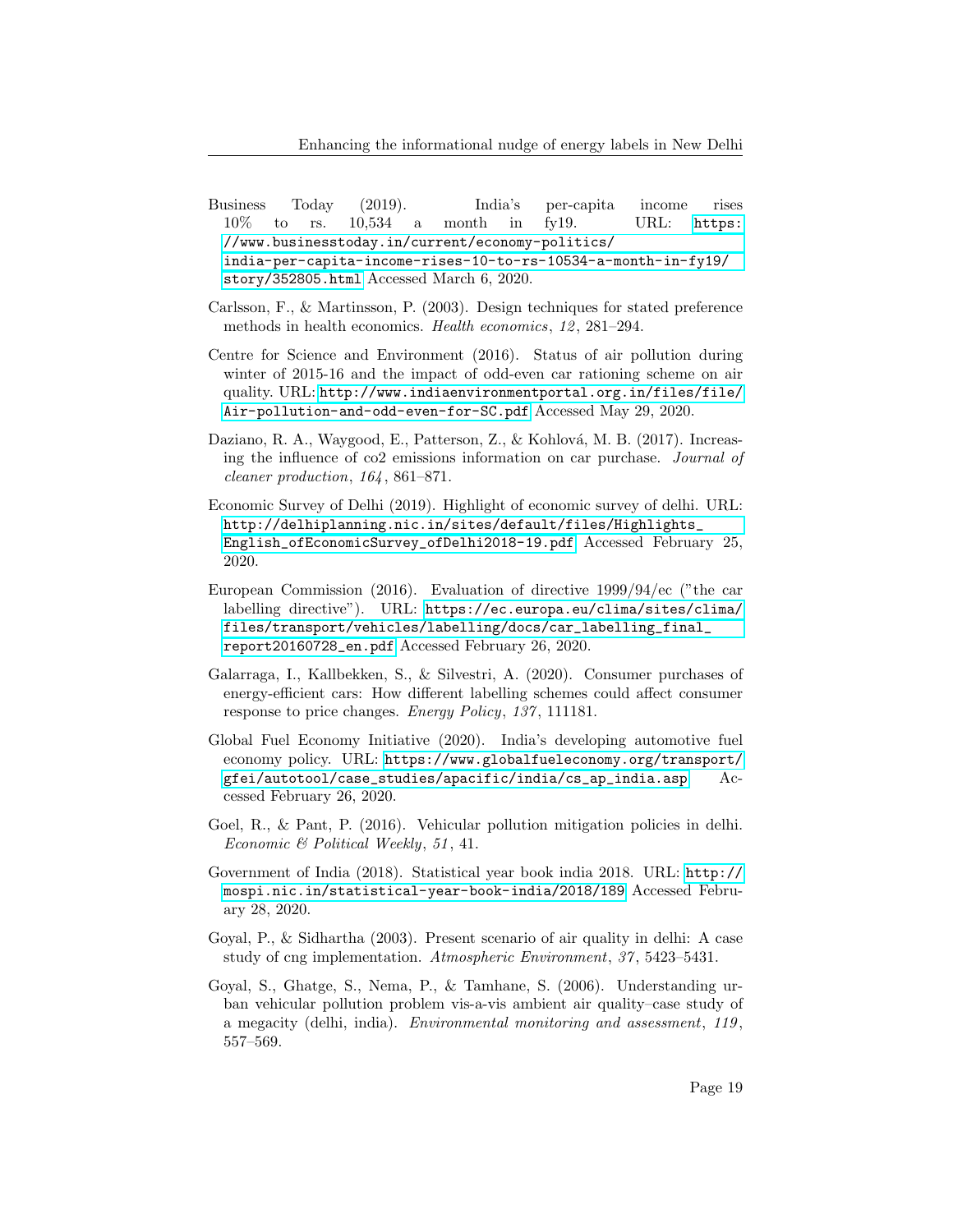Business Today (2019). India's per-capita income rises 10% to rs. 10,534 a month in fy19. URL: https://www.businesstoday.in/current/economy-politics/india-per-capita-income-rises-10-to-rs-10534-a-month-in-fy19/story/352805.html Accessed March 6, 2020.

Carlsson, F., & Martinsson, P. (2003). Design techniques for stated preference methods in health economics. *Health economics*, *12*, 281–294.

Centre for Science and Environment (2016). Status of air pollution during winter of 2015-16 and the impact of odd-even car rationing scheme on air quality. URL: http://www.indiaenvironmentportal.org.in/files/file/Air-pollution-and-odd-even-for-SC.pdf Accessed May 29, 2020.

Daziano, R. A., Waygood, E., Patterson, Z., & Kohlová, M. B. (2017). Increasing the influence of co2 emissions information on car purchase. *Journal of cleaner production*, *164*, 861–871.

Economic Survey of Delhi (2019). Highlight of economic survey of delhi. URL: http://delhiplanning.nic.in/sites/default/files/Highlights_English_ofEconomicSurvey_ofDelhi2018-19.pdf Accessed February 25, 2020.

European Commission (2016). Evaluation of directive 1999/94/ec ("the car labelling directive"). URL: https://ec.europa.eu/clima/sites/clima/files/transport/vehicles/labelling/docs/car_labelling_final_report20160728_en.pdf Accessed February 26, 2020.

Galarraga, I., Kallbekken, S., & Silvestri, A. (2020). Consumer purchases of energy-efficient cars: How different labelling schemes could affect consumer response to price changes. *Energy Policy*, *137*, 111181.

Global Fuel Economy Initiative (2020). India's developing automotive fuel economy policy. URL: https://www.globalfueleconomy.org/transport/gfei/autotool/case_studies/apacific/india/cs_ap_india.asp Accessed February 26, 2020.

Goel, R., & Pant, P. (2016). Vehicular pollution mitigation policies in delhi. *Economic & Political Weekly*, *51*, 41.

Government of India (2018). Statistical year book india 2018. URL: http://mospi.nic.in/statistical-year-book-india/2018/189 Accessed February 28, 2020.

Goyal, P., & Sidhartha (2003). Present scenario of air quality in delhi: A case study of cng implementation. *Atmospheric Environment*, *37*, 5423–5431.

Goyal, S., Ghatge, S., Nema, P., & Tamhane, S. (2006). Understanding urban vehicular pollution problem vis-a-vis ambient air quality–case study of a megacity (delhi, india). *Environmental monitoring and assessment*, *119*, 557–569.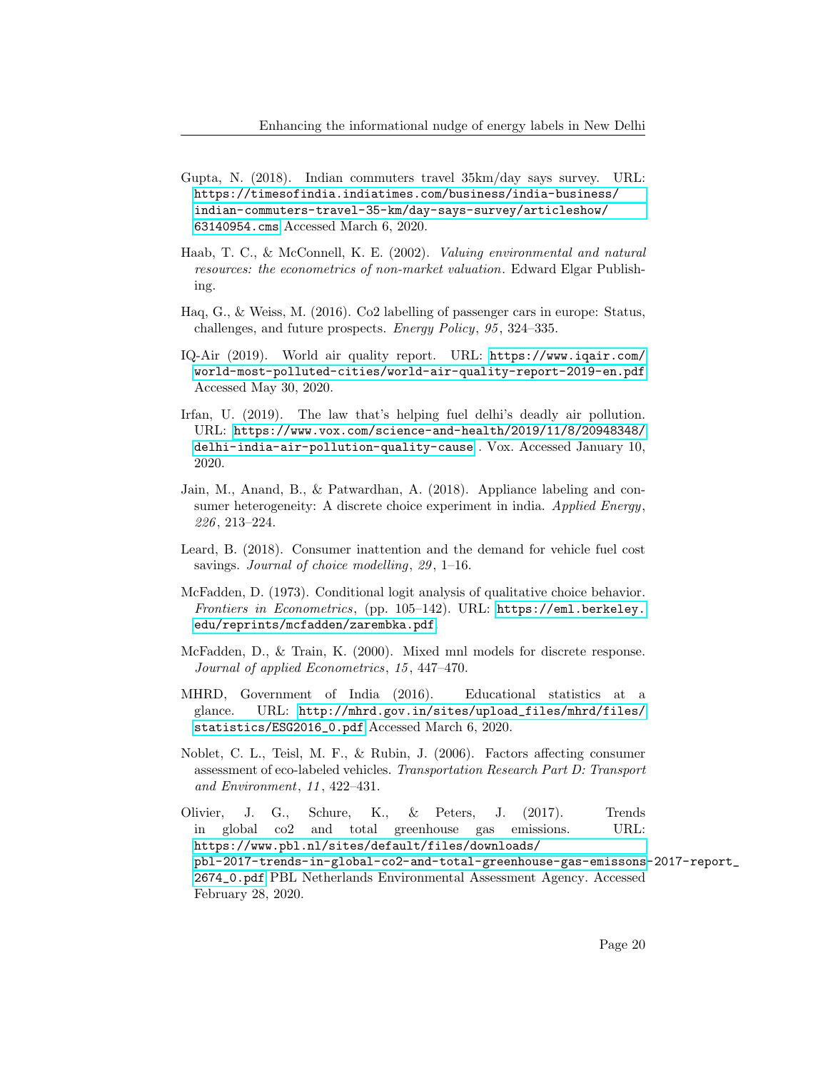Gupta, N. (2018). Indian commuters travel 35km/day says survey. URL: https://timesofindia.indiatimes.com/business/india-business/indian-commuters-travel-35-km/day-says-survey/articleshow/63140954.cms Accessed March 6, 2020.

Haab, T. C., & McConnell, K. E. (2002). *Valuing environmental and natural resources: the econometrics of non-market valuation*. Edward Elgar Publishing.

Haq, G., & Weiss, M. (2016). Co2 labelling of passenger cars in europe: Status, challenges, and future prospects. *Energy Policy*, *95*, 324–335.

IQ-Air (2019). World air quality report. URL: https://www.iqair.com/world-most-polluted-cities/world-air-quality-report-2019-en.pdf Accessed May 30, 2020.

Irfan, U. (2019). The law that's helping fuel delhi's deadly air pollution. URL: https://www.vox.com/science-and-health/2019/11/8/20948348/delhi-india-air-pollution-quality-cause . Vox. Accessed January 10, 2020.

Jain, M., Anand, B., & Patwardhan, A. (2018). Appliance labeling and consumer heterogeneity: A discrete choice experiment in india. *Applied Energy*, *226*, 213–224.

Leard, B. (2018). Consumer inattention and the demand for vehicle fuel cost savings. *Journal of choice modelling*, *29*, 1–16.

McFadden, D. (1973). Conditional logit analysis of qualitative choice behavior. *Frontiers in Econometrics*, (pp. 105–142). URL: https://eml.berkeley.edu/reprints/mcfadden/zarembka.pdf

McFadden, D., & Train, K. (2000). Mixed mnl models for discrete response. *Journal of applied Econometrics*, *15*, 447–470.

MHRD, Government of India (2016). Educational statistics at a glance. URL: http://mhrd.gov.in/sites/upload_files/mhrd/files/statistics/ESG2016_0.pdf Accessed March 6, 2020.

Noblet, C. L., Teisl, M. F., & Rubin, J. (2006). Factors affecting consumer assessment of eco-labeled vehicles. *Transportation Research Part D: Transport and Environment*, *11*, 422–431.

Olivier, J. G., Schure, K., & Peters, J. (2017). Trends in global co2 and total greenhouse gas emissions. URL: https://www.pbl.nl/sites/default/files/downloads/pbl-2017-trends-in-global-co2-and-total-greenhouse-gas-emissons-2017-report_2674_0.pdf PBL Netherlands Environmental Assessment Agency. Accessed February 28, 2020.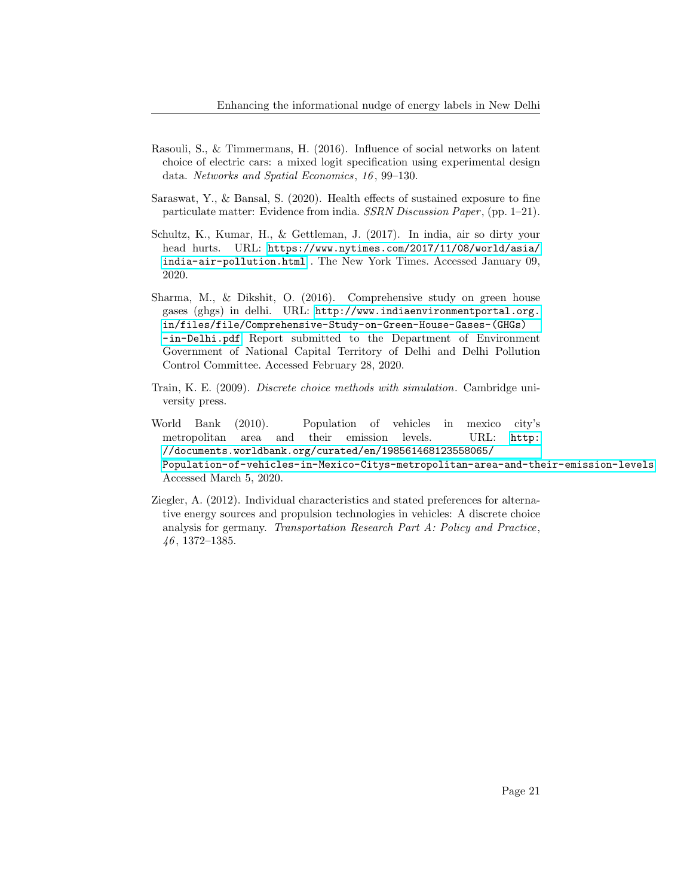Rasouli, S., & Timmermans, H. (2016). Influence of social networks on latent choice of electric cars: a mixed logit specification using experimental design data. *Networks and Spatial Economics*, *16*, 99–130.

Saraswat, Y., & Bansal, S. (2020). Health effects of sustained exposure to fine particulate matter: Evidence from india. *SSRN Discussion Paper*, (pp. 1–21).

Schultz, K., Kumar, H., & Gettleman, J. (2017). In india, air so dirty your head hurts. URL: https://www.nytimes.com/2017/11/08/world/asia/india-air-pollution.html . The New York Times. Accessed January 09, 2020.

Sharma, M., & Dikshit, O. (2016). Comprehensive study on green house gases (ghgs) in delhi. URL: http://www.indiaenvironmentportal.org.in/files/file/Comprehensive-Study-on-Green-House-Gases-(GHGs)-in-Delhi.pdf Report submitted to the Department of Environment Government of National Capital Territory of Delhi and Delhi Pollution Control Committee. Accessed February 28, 2020.

Train, K. E. (2009). *Discrete choice methods with simulation*. Cambridge university press.

World Bank (2010). Population of vehicles in mexico city's metropolitan area and their emission levels. URL: http://documents.worldbank.org/curated/en/198561468123558065/Population-of-vehicles-in-Mexico-Citys-metropolitan-area-and-their-emission-levels Accessed March 5, 2020.

Ziegler, A. (2012). Individual characteristics and stated preferences for alternative energy sources and propulsion technologies in vehicles: A discrete choice analysis for germany. *Transportation Research Part A: Policy and Practice*, *46*, 1372–1385.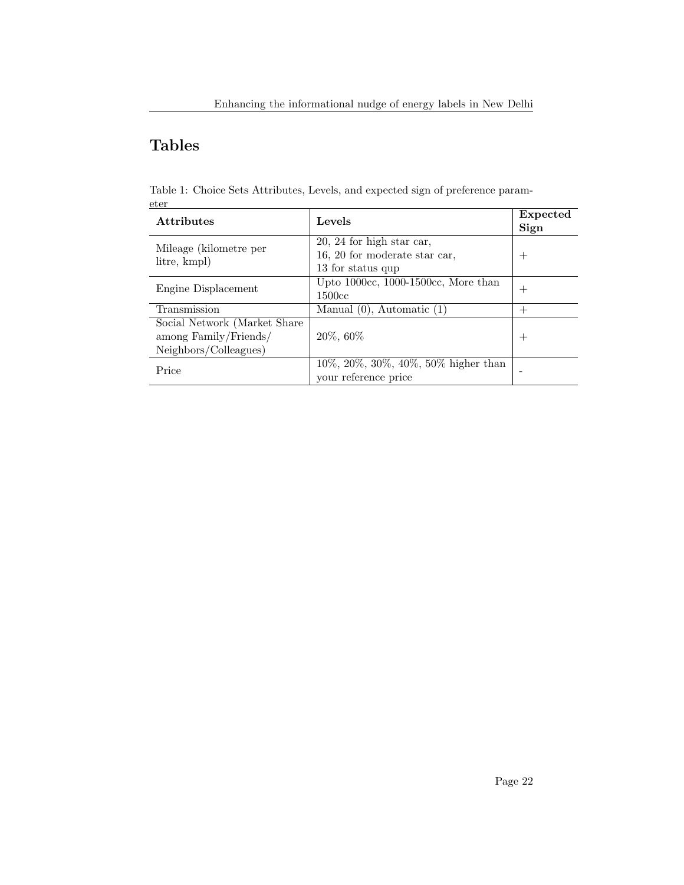# Tables

Table 1: Choice Sets Attributes, Levels, and expected sign of preference parameter

| **Attributes** | **Levels** | **Expected Sign** |
|---|---|---|
| Mileage (kilometre per litre, kmpl) | 20, 24 for high star car, 16, 20 for moderate star car, 13 for status qup | + |
| Engine Displacement | Upto 1000cc, 1000-1500cc, More than 1500cc | + |
| Transmission | Manual (0), Automatic (1) | + |
| Social Network (Market Share among Family/Friends/ Neighbors/Colleagues) | 20%, 60% | + |
| Price | 10%, 20%, 30%, 40%, 50% higher than your reference price | - |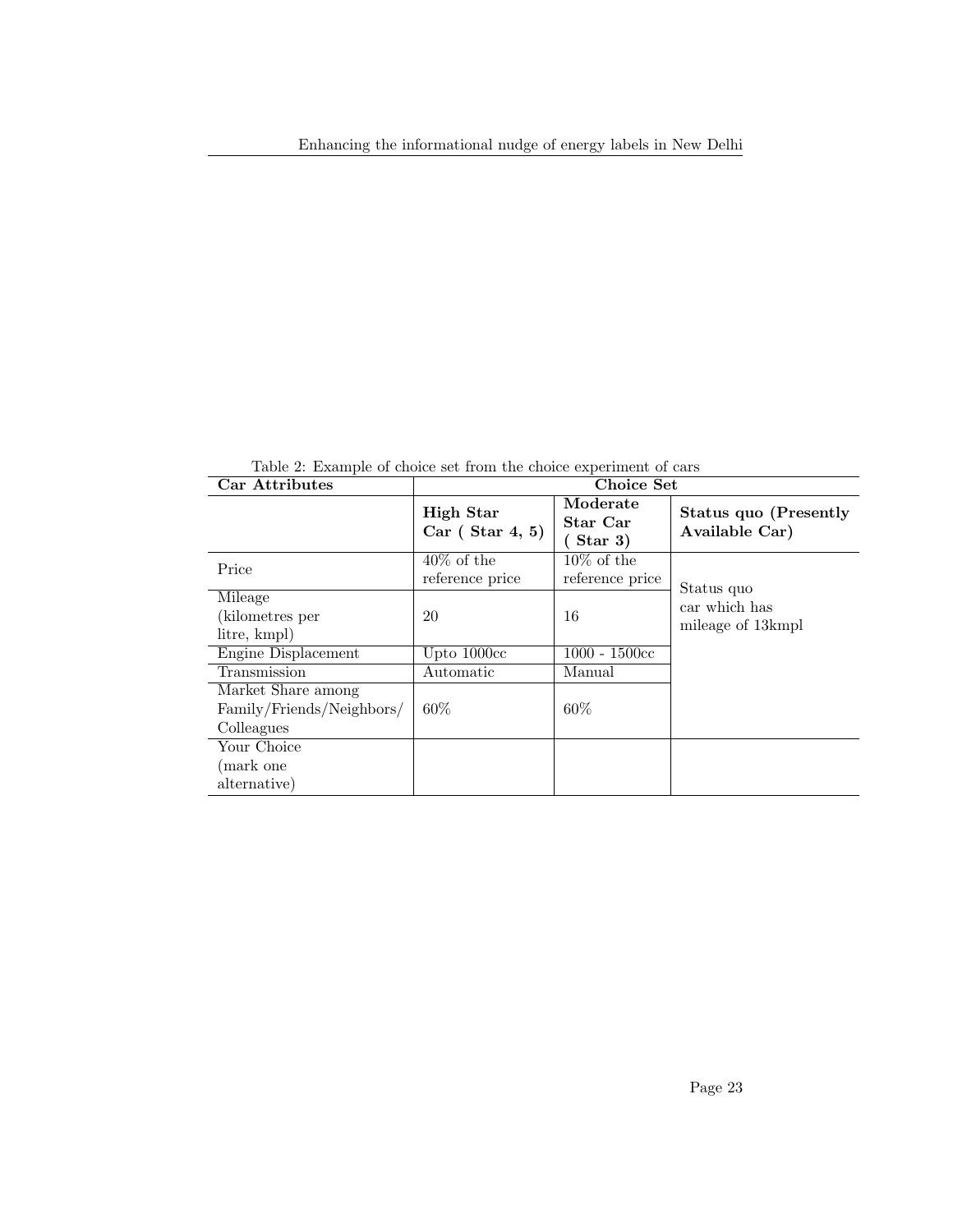Table 2: Example of choice set from the choice experiment of cars

| Car Attributes | Choice Set | | |
|---|---|---|---|
| | **High Star Car ( Star 4, 5)** | **Moderate Star Car ( Star 3)** | **Status quo (Presently Available Car)** |
| Price | 40% of the reference price | 10% of the reference price | Status quo car which has mileage of 13kmpl |
| Mileage (kilometres per litre, kmpl) | 20 | 16 | |
| Engine Displacement | Upto 1000cc | 1000 - 1500cc | |
| Transmission | Automatic | Manual | |
| Market Share among Family/Friends/Neighbors/ Colleagues | 60% | 60% | |
| Your Choice (mark one alternative) | | | |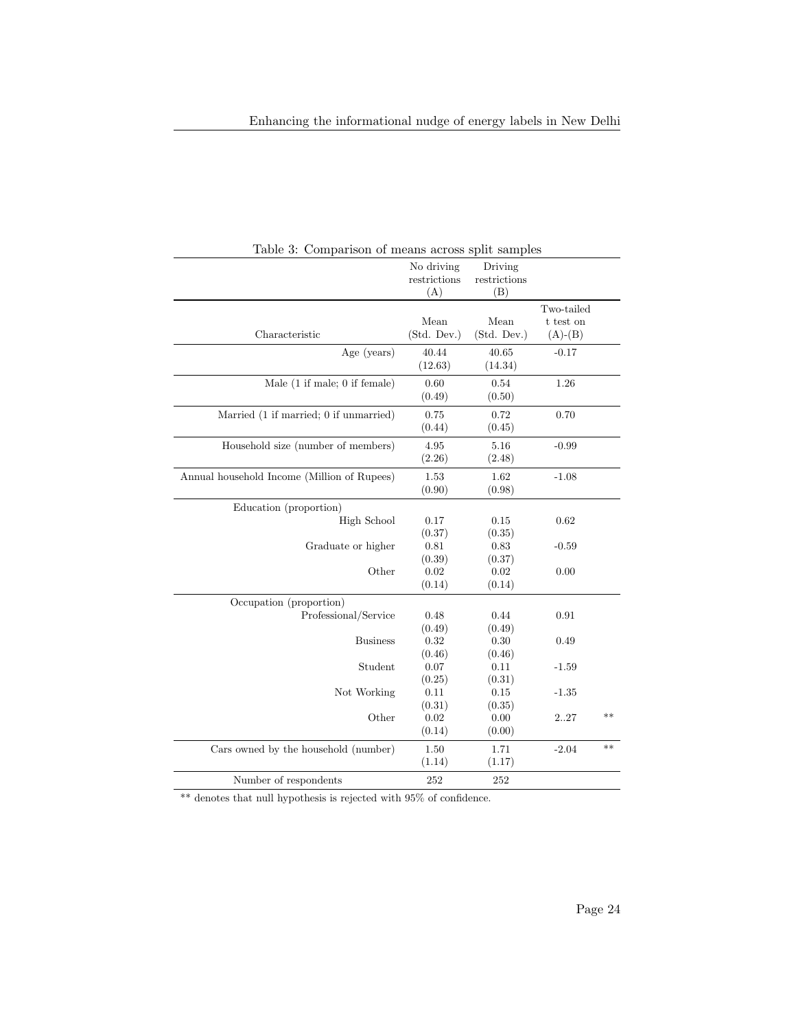Table 3: Comparison of means across split samples

| | No driving restrictions (A) | Driving restrictions (B) | | |
|---|---|---|---|---|
| Characteristic | Mean (Std. Dev.) | Mean (Std. Dev.) | Two-tailed t test on (A)-(B) | |
| Age (years) | 40.44 (12.63) | 40.65 (14.34) | -0.17 | |
| Male (1 if male; 0 if female) | 0.60 (0.49) | 0.54 (0.50) | 1.26 | |
| Married (1 if married; 0 if unmarried) | 0.75 (0.44) | 0.72 (0.45) | 0.70 | |
| Household size (number of members) | 4.95 (2.26) | 5.16 (2.48) | -0.99 | |
| Annual household Income (Million of Rupees) | 1.53 (0.90) | 1.62 (0.98) | -1.08 | |
| Education (proportion) | | | | |
| High School | 0.17 (0.37) | 0.15 (0.35) | 0.62 | |
| Graduate or higher | 0.81 (0.39) | 0.83 (0.37) | -0.59 | |
| Other | 0.02 (0.14) | 0.02 (0.14) | 0.00 | |
| Occupation (proportion) | | | | |
| Professional/Service | 0.48 (0.49) | 0.44 (0.49) | 0.91 | |
| Business | 0.32 (0.46) | 0.30 (0.46) | 0.49 | |
| Student | 0.07 (0.25) | 0.11 (0.31) | -1.59 | |
| Not Working | 0.11 (0.31) | 0.15 (0.35) | -1.35 | |
| Other | 0.02 (0.14) | 0.00 (0.00) | 2..27 | ** |
| Cars owned by the household (number) | 1.50 (1.14) | 1.71 (1.17) | -2.04 | ** |
| Number of respondents | 252 | 252 | | |

** denotes that null hypothesis is rejected with 95% of confidence.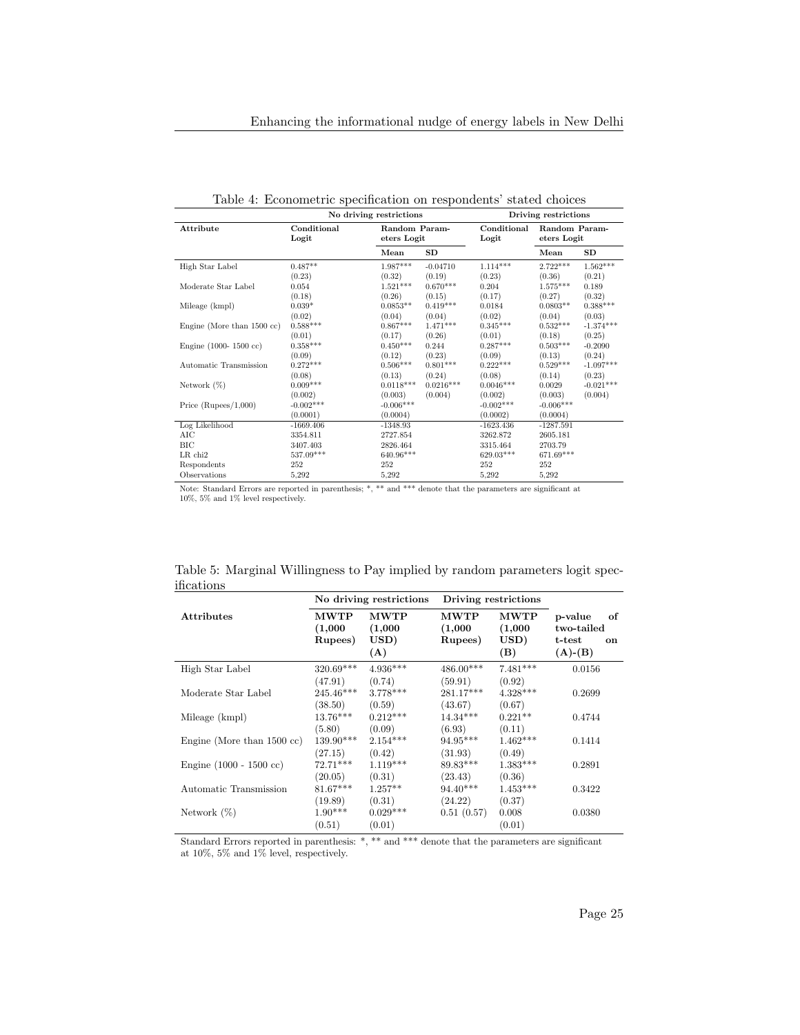Table 4: Econometric specification on respondents' stated choices

| | No driving restrictions | | | Driving restrictions | | |
|---|---|---|---|---|---|---|
| **Attribute** | **Conditional Logit** | **Random Parameters Logit** | | **Conditional Logit** | **Random Parameters Logit** | |
| | | **Mean** | **SD** | | **Mean** | **SD** |
| High Star Label | 0.487** | 1.987*** | -0.04710 | 1.114*** | 2.722*** | 1.562*** |
| | (0.23) | (0.32) | (0.19) | (0.23) | (0.36) | (0.21) |
| Moderate Star Label | 0.054 | 1.521*** | 0.670*** | 0.204 | 1.575*** | 0.189 |
| | (0.18) | (0.26) | (0.15) | (0.17) | (0.27) | (0.32) |
| Mileage (kmpl) | 0.039* | 0.0853** | 0.419*** | 0.0184 | 0.0803** | 0.388*** |
| | (0.02) | (0.04) | (0.04) | (0.02) | (0.04) | (0.03) |
| Engine (More than 1500 cc) | 0.588*** | 0.867*** | 1.471*** | 0.345*** | 0.532*** | -1.374*** |
| | (0.01) | (0.17) | (0.26) | (0.01) | (0.18) | (0.25) |
| Engine (1000- 1500 cc) | 0.358*** | 0.450*** | 0.244 | 0.287*** | 0.503*** | -0.2090 |
| | (0.09) | (0.12) | (0.23) | (0.09) | (0.13) | (0.24) |
| Automatic Transmission | 0.272*** | 0.506*** | 0.801*** | 0.222*** | 0.529*** | -1.097*** |
| | (0.08) | (0.13) | (0.24) | (0.08) | (0.14) | (0.23) |
| Network (%) | 0.009*** | 0.0118*** | 0.0216*** | 0.0046*** | 0.0029 | -0.021*** |
| | (0.002) | (0.003) | (0.004) | (0.002) | (0.003) | (0.004) |
| Price (Rupees/1,000) | -0.002*** | -0.006*** | | -0.002*** | -0.006*** | |
| | (0.0001) | (0.0004) | | (0.0002) | (0.0004) | |
| Log Likelihood | -1669.406 | -1348.93 | | -1623.436 | -1287.591 | |
| AIC | 3354.811 | 2727.854 | | 3262.872 | 2605.181 | |
| BIC | 3407.403 | 2826.464 | | 3315.464 | 2703.79 | |
| LR chi2 | 537.09*** | 640.96*** | | 629.03*** | 671.69*** | |
| Respondents | 252 | 252 | | 252 | 252 | |
| Observations | 5,292 | 5,292 | | 5,292 | 5,292 | |

Note: Standard Errors are reported in parenthesis; *, ** and *** denote that the parameters are significant at 10%, 5% and 1% level respectively.

Table 5: Marginal Willingness to Pay implied by random parameters logit specifications

| | No driving restrictions | | Driving restrictions | | |
|---|---|---|---|---|---|
| **Attributes** | **MWTP (1,000 Rupees)** | **MWTP (1,000 USD) (A)** | **MWTP (1,000 Rupees)** | **MWTP (1,000 USD) (B)** | **p-value of two-tailed t-test on (A)-(B)** |
| High Star Label | 320.69*** | 4.936*** | 486.00*** | 7.481*** | 0.0156 |
| | (47.91) | (0.74) | (59.91) | (0.92) | |
| Moderate Star Label | 245.46*** | 3.778*** | 281.17*** | 4.328*** | 0.2699 |
| | (38.50) | (0.59) | (43.67) | (0.67) | |
| Mileage (kmpl) | 13.76*** | 0.212*** | 14.34*** | 0.221** | 0.4744 |
| | (5.80) | (0.09) | (6.93) | (0.11) | |
| Engine (More than 1500 cc) | 139.90*** | 2.154*** | 94.95*** | 1.462*** | 0.1414 |
| | (27.15) | (0.42) | (31.93) | (0.49) | |
| Engine (1000 - 1500 cc) | 72.71*** | 1.119*** | 89.83*** | 1.383*** | 0.2891 |
| | (20.05) | (0.31) | (23.43) | (0.36) | |
| Automatic Transmission | 81.67*** | 1.257** | 94.40*** | 1.453*** | 0.3422 |
| | (19.89) | (0.31) | (24.22) | (0.37) | |
| Network (%) | 1.90*** | 0.029*** | 0.51 (0.57) | 0.008 | 0.0380 |
| | (0.51) | (0.01) | | (0.01) | |

Standard Errors reported in parenthesis: *, ** and *** denote that the parameters are significant at 10%, 5% and 1% level, respectively.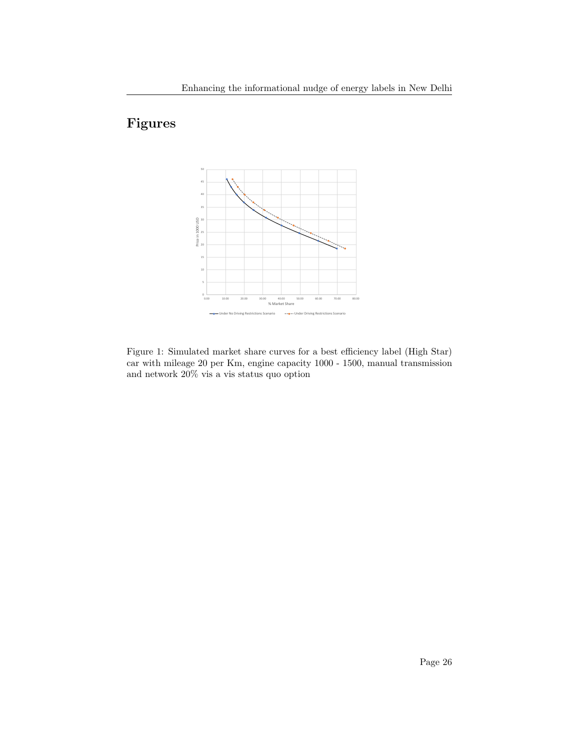# Figures

Figure 1: Simulated market share curves for a best efficiency label (High Star) car with mileage 20 per Km, engine capacity 1000 - 1500, manual transmission and network 20% vis a vis status quo option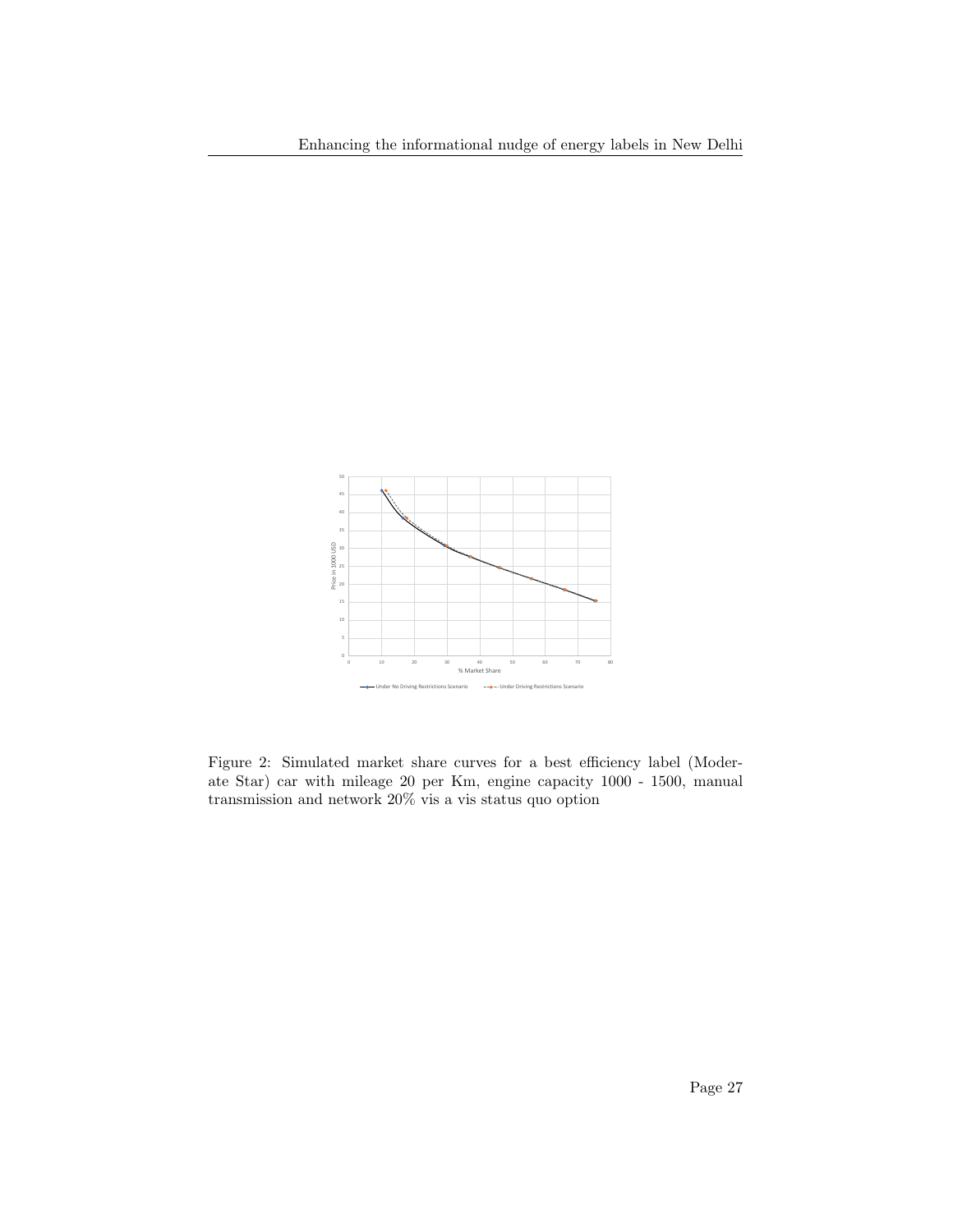50
45
40
35
30
25
20
15
10
5
0

Price in 1000 USD

0 10 20 30 40 50 60 70 80

% Market Share

Under No Driving Restrictions Scenario
Under Driving Restrictions Scenario

Figure 2: Simulated market share curves for a best efficiency label (Moderate Star) car with mileage 20 per Km, engine capacity 1000 - 1500, manual transmission and network 20% vis a vis status quo option